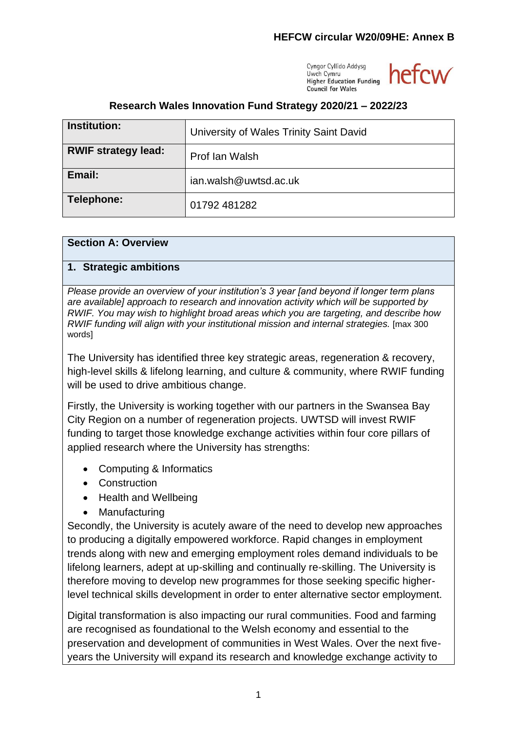# Research Wales Innovation Fund Strategy 2020/21 – 2022/23

| Institution: | University of Wales Trinity Saint David |
|---|---|
| RWIF strategy lead: | Prof Ian Walsh |
| Email: | ian.walsh@uwtsd.ac.uk |
| Telephone: | 01792 481282 |

## Section A: Overview

### 1. Strategic ambitions

*Please provide an overview of your institution's 3 year [and beyond if longer term plans are available] approach to research and innovation activity which will be supported by RWIF. You may wish to highlight broad areas which you are targeting, and describe how RWIF funding will align with your institutional mission and internal strategies.* [max 300 words]

The University has identified three key strategic areas, regeneration & recovery, high-level skills & lifelong learning, and culture & community, where RWIF funding will be used to drive ambitious change.

Firstly, the University is working together with our partners in the Swansea Bay City Region on a number of regeneration projects. UWTSD will invest RWIF funding to target those knowledge exchange activities within four core pillars of applied research where the University has strengths:

- Computing & Informatics
- Construction
- Health and Wellbeing
- Manufacturing

Secondly, the University is acutely aware of the need to develop new approaches to producing a digitally empowered workforce. Rapid changes in employment trends along with new and emerging employment roles demand individuals to be lifelong learners, adept at up-skilling and continually re-skilling. The University is therefore moving to develop new programmes for those seeking specific higher-level technical skills development in order to enter alternative sector employment.

Digital transformation is also impacting our rural communities. Food and farming are recognised as foundational to the Welsh economy and essential to the preservation and development of communities in West Wales. Over the next five-years the University will expand its research and knowledge exchange activity to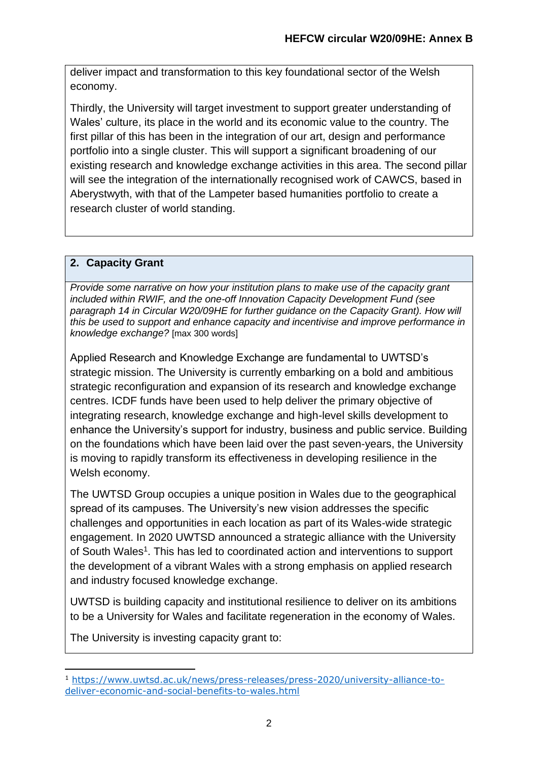deliver impact and transformation to this key foundational sector of the Welsh economy.

Thirdly, the University will target investment to support greater understanding of Wales' culture, its place in the world and its economic value to the country. The first pillar of this has been in the integration of our art, design and performance portfolio into a single cluster. This will support a significant broadening of our existing research and knowledge exchange activities in this area. The second pillar will see the integration of the internationally recognised work of CAWCS, based in Aberystwyth, with that of the Lampeter based humanities portfolio to create a research cluster of world standing.

## 2. Capacity Grant

*Provide some narrative on how your institution plans to make use of the capacity grant included within RWIF, and the one-off Innovation Capacity Development Fund (see paragraph 14 in Circular W20/09HE for further guidance on the Capacity Grant). How will this be used to support and enhance capacity and incentivise and improve performance in knowledge exchange?* [max 300 words]

Applied Research and Knowledge Exchange are fundamental to UWTSD's strategic mission. The University is currently embarking on a bold and ambitious strategic reconfiguration and expansion of its research and knowledge exchange centres. ICDF funds have been used to help deliver the primary objective of integrating research, knowledge exchange and high-level skills development to enhance the University's support for industry, business and public service. Building on the foundations which have been laid over the past seven-years, the University is moving to rapidly transform its effectiveness in developing resilience in the Welsh economy.

The UWTSD Group occupies a unique position in Wales due to the geographical spread of its campuses. The University's new vision addresses the specific challenges and opportunities in each location as part of its Wales-wide strategic engagement. In 2020 UWTSD announced a strategic alliance with the University of South Wales[1]. This has led to coordinated action and interventions to support the development of a vibrant Wales with a strong emphasis on applied research and industry focused knowledge exchange.

UWTSD is building capacity and institutional resilience to deliver on its ambitions to be a University for Wales and facilitate regeneration in the economy of Wales.

The University is investing capacity grant to:

[1] https://www.uwtsd.ac.uk/news/press-releases/press-2020/university-alliance-to-deliver-economic-and-social-benefits-to-wales.html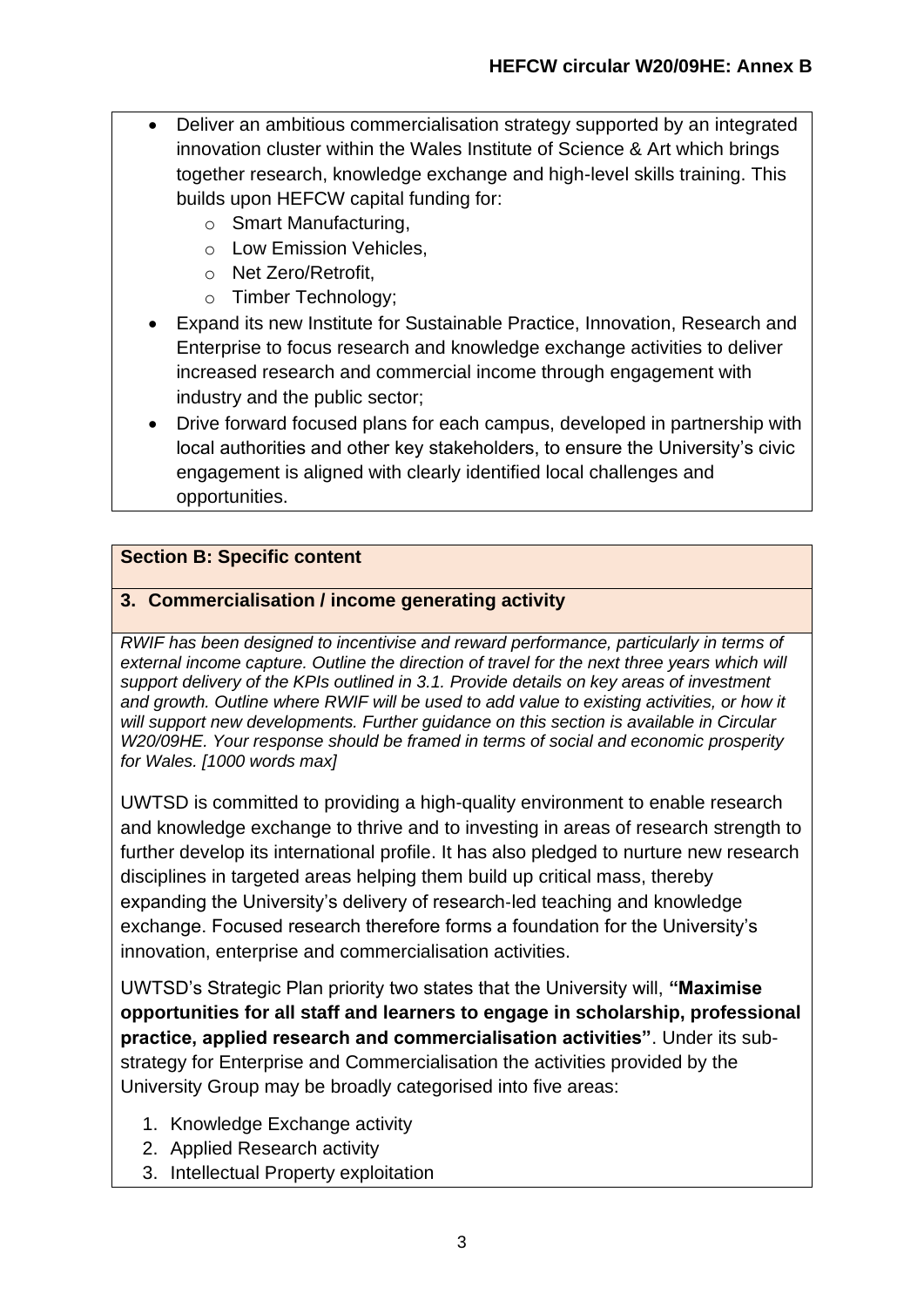- Deliver an ambitious commercialisation strategy supported by an integrated innovation cluster within the Wales Institute of Science & Art which brings together research, knowledge exchange and high-level skills training. This builds upon HEFCW capital funding for:
    - Smart Manufacturing,
    - Low Emission Vehicles,
    - Net Zero/Retrofit,
    - Timber Technology;
- Expand its new Institute for Sustainable Practice, Innovation, Research and Enterprise to focus research and knowledge exchange activities to deliver increased research and commercial income through engagement with industry and the public sector;
- Drive forward focused plans for each campus, developed in partnership with local authorities and other key stakeholders, to ensure the University's civic engagement is aligned with clearly identified local challenges and opportunities.

**Section B: Specific content**

**3. Commercialisation / income generating activity**

*RWIF has been designed to incentivise and reward performance, particularly in terms of external income capture. Outline the direction of travel for the next three years which will support delivery of the KPIs outlined in 3.1. Provide details on key areas of investment and growth. Outline where RWIF will be used to add value to existing activities, or how it will support new developments. Further guidance on this section is available in Circular W20/09HE. Your response should be framed in terms of social and economic prosperity for Wales. [1000 words max]*

UWTSD is committed to providing a high-quality environment to enable research and knowledge exchange to thrive and to investing in areas of research strength to further develop its international profile. It has also pledged to nurture new research disciplines in targeted areas helping them build up critical mass, thereby expanding the University's delivery of research-led teaching and knowledge exchange. Focused research therefore forms a foundation for the University's innovation, enterprise and commercialisation activities.

UWTSD's Strategic Plan priority two states that the University will, **"Maximise opportunities for all staff and learners to engage in scholarship, professional practice, applied research and commercialisation activities"**. Under its sub-strategy for Enterprise and Commercialisation the activities provided by the University Group may be broadly categorised into five areas:

1. Knowledge Exchange activity
2. Applied Research activity
3. Intellectual Property exploitation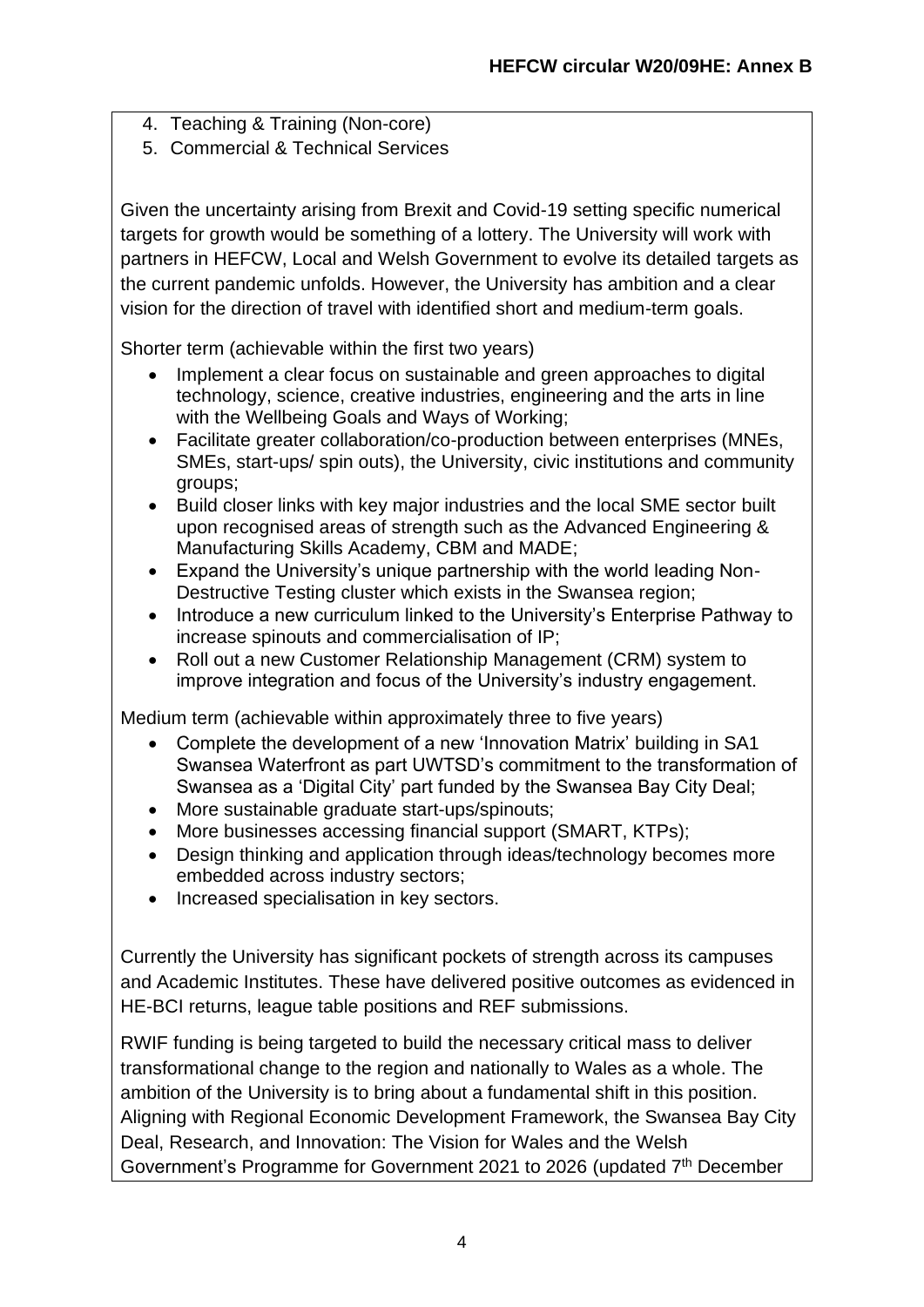4. Teaching & Training (Non-core)
5. Commercial & Technical Services

Given the uncertainty arising from Brexit and Covid-19 setting specific numerical targets for growth would be something of a lottery. The University will work with partners in HEFCW, Local and Welsh Government to evolve its detailed targets as the current pandemic unfolds. However, the University has ambition and a clear vision for the direction of travel with identified short and medium-term goals.

Shorter term (achievable within the first two years)

- Implement a clear focus on sustainable and green approaches to digital technology, science, creative industries, engineering and the arts in line with the Wellbeing Goals and Ways of Working;
- Facilitate greater collaboration/co-production between enterprises (MNEs, SMEs, start-ups/ spin outs), the University, civic institutions and community groups;
- Build closer links with key major industries and the local SME sector built upon recognised areas of strength such as the Advanced Engineering & Manufacturing Skills Academy, CBM and MADE;
- Expand the University's unique partnership with the world leading Non-Destructive Testing cluster which exists in the Swansea region;
- Introduce a new curriculum linked to the University's Enterprise Pathway to increase spinouts and commercialisation of IP;
- Roll out a new Customer Relationship Management (CRM) system to improve integration and focus of the University's industry engagement.

Medium term (achievable within approximately three to five years)

- Complete the development of a new 'Innovation Matrix' building in SA1 Swansea Waterfront as part UWTSD's commitment to the transformation of Swansea as a 'Digital City' part funded by the Swansea Bay City Deal;
- More sustainable graduate start-ups/spinouts;
- More businesses accessing financial support (SMART, KTPs);
- Design thinking and application through ideas/technology becomes more embedded across industry sectors;
- Increased specialisation in key sectors.

Currently the University has significant pockets of strength across its campuses and Academic Institutes. These have delivered positive outcomes as evidenced in HE-BCI returns, league table positions and REF submissions.

RWIF funding is being targeted to build the necessary critical mass to deliver transformational change to the region and nationally to Wales as a whole. The ambition of the University is to bring about a fundamental shift in this position. Aligning with Regional Economic Development Framework, the Swansea Bay City Deal, Research, and Innovation: The Vision for Wales and the Welsh Government's Programme for Government 2021 to 2026 (updated 7th December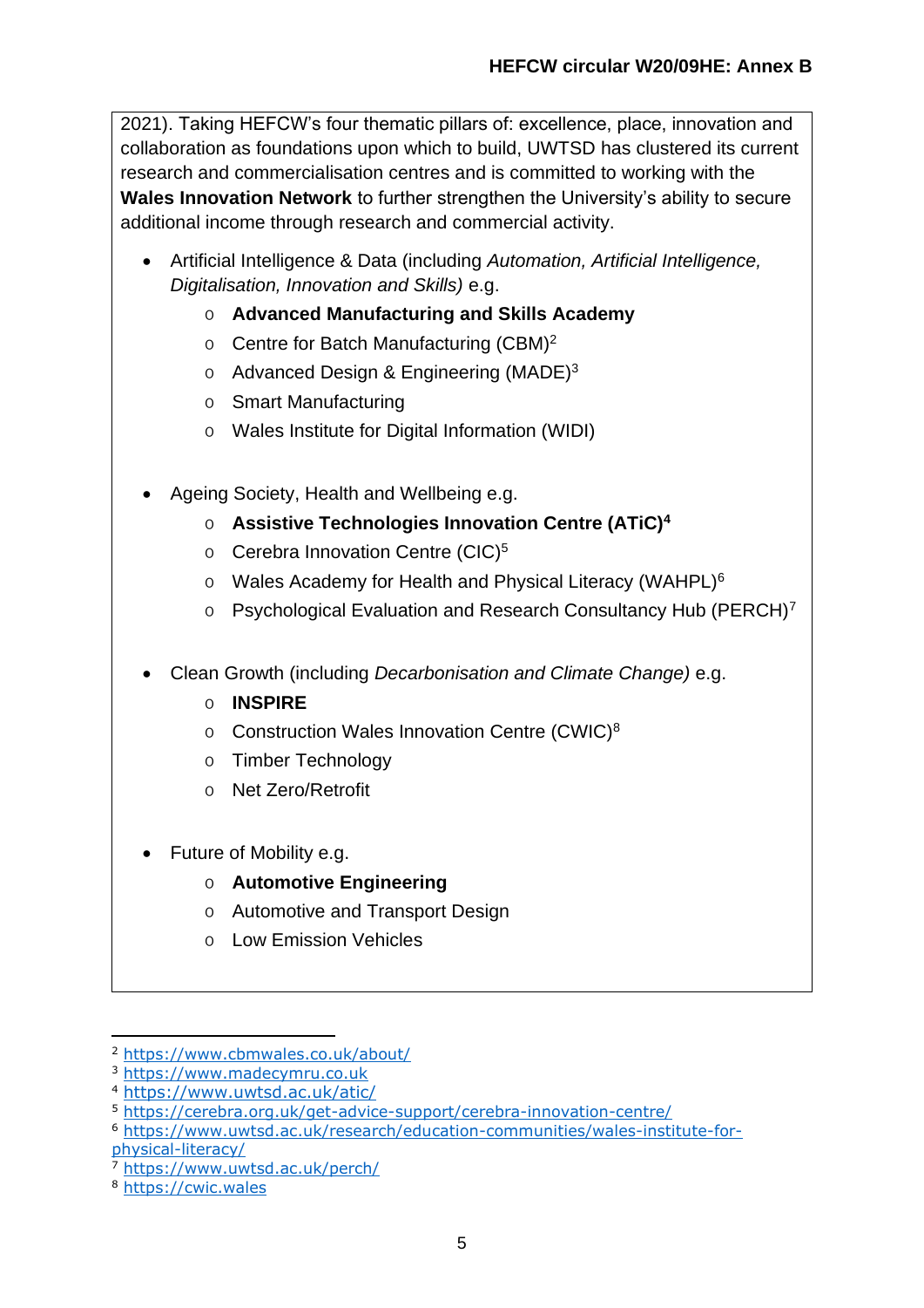2021). Taking HEFCW's four thematic pillars of: excellence, place, innovation and collaboration as foundations upon which to build, UWTSD has clustered its current research and commercialisation centres and is committed to working with the **Wales Innovation Network** to further strengthen the University's ability to secure additional income through research and commercial activity.

- Artificial Intelligence & Data (including *Automation, Artificial Intelligence, Digitalisation, Innovation and Skills)* e.g.
  - **Advanced Manufacturing and Skills Academy**
  - Centre for Batch Manufacturing (CBM)[2]
  - Advanced Design & Engineering (MADE)[3]
  - Smart Manufacturing
  - Wales Institute for Digital Information (WIDI)

- Ageing Society, Health and Wellbeing e.g.
  - **Assistive Technologies Innovation Centre (ATiC)[4]**
  - Cerebra Innovation Centre (CIC)[5]
  - Wales Academy for Health and Physical Literacy (WAHPL)[6]
  - Psychological Evaluation and Research Consultancy Hub (PERCH)[7]

- Clean Growth (including *Decarbonisation and Climate Change)* e.g.
  - **INSPIRE**
  - Construction Wales Innovation Centre (CWIC)[8]
  - Timber Technology
  - Net Zero/Retrofit

- Future of Mobility e.g.
  - **Automotive Engineering**
  - Automotive and Transport Design
  - Low Emission Vehicles

---

[2] https://www.cbmwales.co.uk/about/
[3] https://www.madecymru.co.uk
[4] https://www.uwtsd.ac.uk/atic/
[5] https://cerebra.org.uk/get-advice-support/cerebra-innovation-centre/
[6] https://www.uwtsd.ac.uk/research/education-communities/wales-institute-for-physical-literacy/
[7] https://www.uwtsd.ac.uk/perch/
[8] https://cwic.wales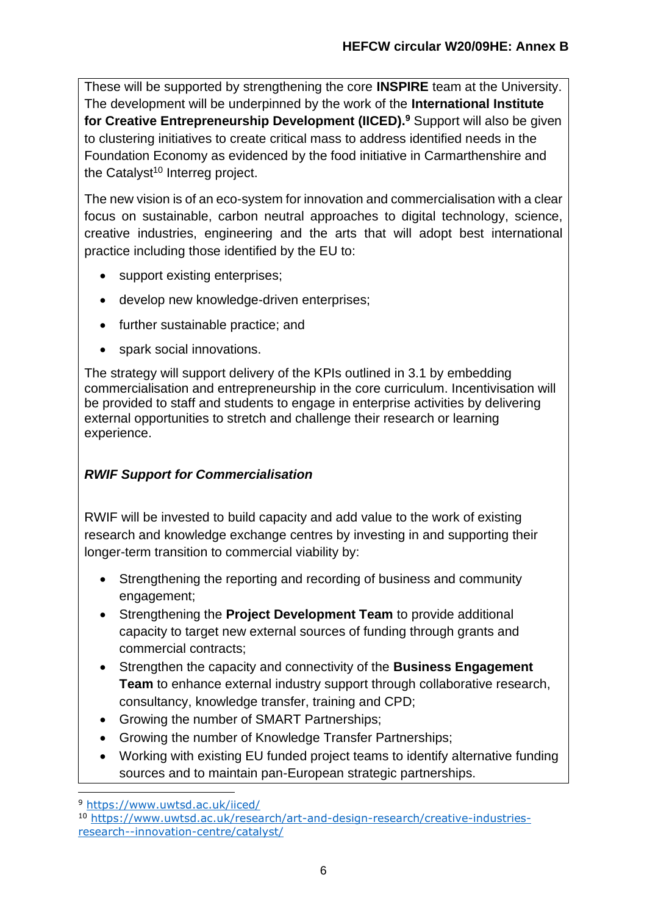These will be supported by strengthening the core **INSPIRE** team at the University. The development will be underpinned by the work of the **International Institute for Creative Entrepreneurship Development (IICED).**[9] Support will also be given to clustering initiatives to create critical mass to address identified needs in the Foundation Economy as evidenced by the food initiative in Carmarthenshire and the Catalyst[10] Interreg project.

The new vision is of an eco-system for innovation and commercialisation with a clear focus on sustainable, carbon neutral approaches to digital technology, science, creative industries, engineering and the arts that will adopt best international practice including those identified by the EU to:

- support existing enterprises;
- develop new knowledge-driven enterprises;
- further sustainable practice; and
- spark social innovations.

The strategy will support delivery of the KPIs outlined in 3.1 by embedding commercialisation and entrepreneurship in the core curriculum. Incentivisation will be provided to staff and students to engage in enterprise activities by delivering external opportunities to stretch and challenge their research or learning experience.

***RWIF Support for Commercialisation***

RWIF will be invested to build capacity and add value to the work of existing research and knowledge exchange centres by investing in and supporting their longer-term transition to commercial viability by:

- Strengthening the reporting and recording of business and community engagement;
- Strengthening the **Project Development Team** to provide additional capacity to target new external sources of funding through grants and commercial contracts;
- Strengthen the capacity and connectivity of the **Business Engagement Team** to enhance external industry support through collaborative research, consultancy, knowledge transfer, training and CPD;
- Growing the number of SMART Partnerships;
- Growing the number of Knowledge Transfer Partnerships;
- Working with existing EU funded project teams to identify alternative funding sources and to maintain pan-European strategic partnerships.

---

[9] https://www.uwtsd.ac.uk/iiced/

[10] https://www.uwtsd.ac.uk/research/art-and-design-research/creative-industries-research--innovation-centre/catalyst/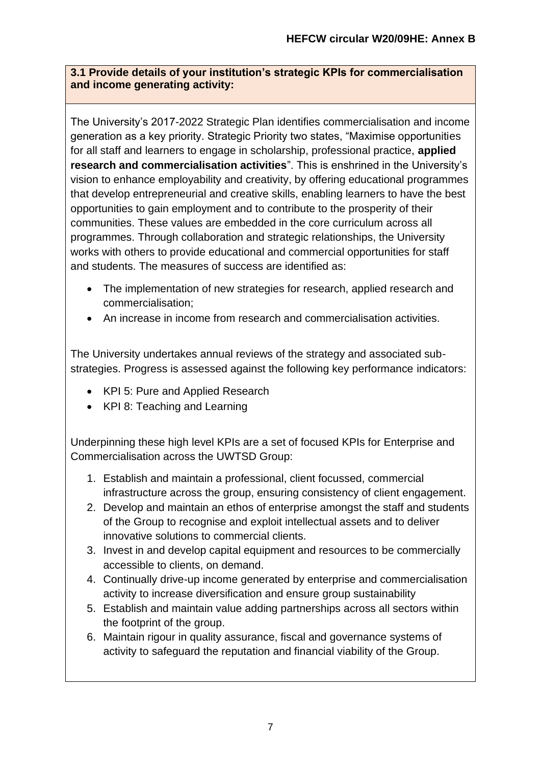**3.1 Provide details of your institution's strategic KPIs for commercialisation and income generating activity:**

The University's 2017-2022 Strategic Plan identifies commercialisation and income generation as a key priority. Strategic Priority two states, "Maximise opportunities for all staff and learners to engage in scholarship, professional practice, **applied research and commercialisation activities**". This is enshrined in the University's vision to enhance employability and creativity, by offering educational programmes that develop entrepreneurial and creative skills, enabling learners to have the best opportunities to gain employment and to contribute to the prosperity of their communities. These values are embedded in the core curriculum across all programmes. Through collaboration and strategic relationships, the University works with others to provide educational and commercial opportunities for staff and students. The measures of success are identified as:

- The implementation of new strategies for research, applied research and commercialisation;
- An increase in income from research and commercialisation activities.

The University undertakes annual reviews of the strategy and associated sub-strategies. Progress is assessed against the following key performance indicators:

- KPI 5: Pure and Applied Research
- KPI 8: Teaching and Learning

Underpinning these high level KPIs are a set of focused KPIs for Enterprise and Commercialisation across the UWTSD Group:

1. Establish and maintain a professional, client focussed, commercial infrastructure across the group, ensuring consistency of client engagement.
2. Develop and maintain an ethos of enterprise amongst the staff and students of the Group to recognise and exploit intellectual assets and to deliver innovative solutions to commercial clients.
3. Invest in and develop capital equipment and resources to be commercially accessible to clients, on demand.
4. Continually drive-up income generated by enterprise and commercialisation activity to increase diversification and ensure group sustainability
5. Establish and maintain value adding partnerships across all sectors within the footprint of the group.
6. Maintain rigour in quality assurance, fiscal and governance systems of activity to safeguard the reputation and financial viability of the Group.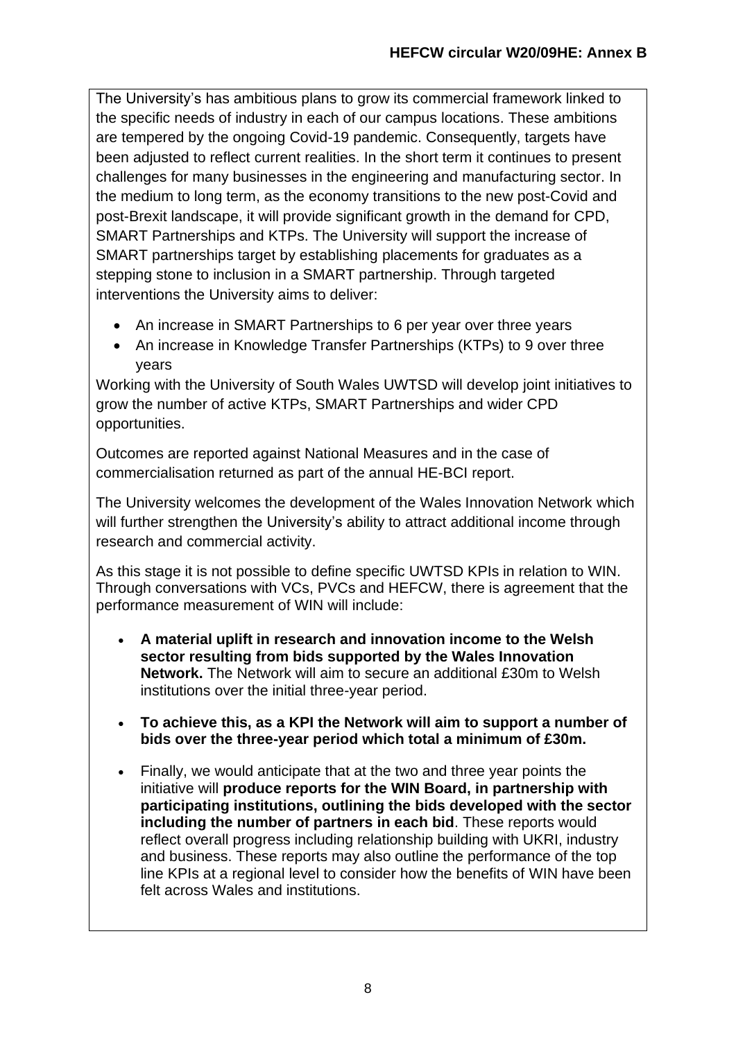The University's has ambitious plans to grow its commercial framework linked to the specific needs of industry in each of our campus locations. These ambitions are tempered by the ongoing Covid-19 pandemic. Consequently, targets have been adjusted to reflect current realities. In the short term it continues to present challenges for many businesses in the engineering and manufacturing sector. In the medium to long term, as the economy transitions to the new post-Covid and post-Brexit landscape, it will provide significant growth in the demand for CPD, SMART Partnerships and KTPs. The University will support the increase of SMART partnerships target by establishing placements for graduates as a stepping stone to inclusion in a SMART partnership. Through targeted interventions the University aims to deliver:

- An increase in SMART Partnerships to 6 per year over three years
- An increase in Knowledge Transfer Partnerships (KTPs) to 9 over three years

Working with the University of South Wales UWTSD will develop joint initiatives to grow the number of active KTPs, SMART Partnerships and wider CPD opportunities.

Outcomes are reported against National Measures and in the case of commercialisation returned as part of the annual HE-BCI report.

The University welcomes the development of the Wales Innovation Network which will further strengthen the University's ability to attract additional income through research and commercial activity.

As this stage it is not possible to define specific UWTSD KPIs in relation to WIN. Through conversations with VCs, PVCs and HEFCW, there is agreement that the performance measurement of WIN will include:

- **A material uplift in research and innovation income to the Welsh sector resulting from bids supported by the Wales Innovation Network.** The Network will aim to secure an additional £30m to Welsh institutions over the initial three-year period.

- **To achieve this, as a KPI the Network will aim to support a number of bids over the three-year period which total a minimum of £30m.**

- Finally, we would anticipate that at the two and three year points the initiative will **produce reports for the WIN Board, in partnership with participating institutions, outlining the bids developed with the sector including the number of partners in each bid**. These reports would reflect overall progress including relationship building with UKRI, industry and business. These reports may also outline the performance of the top line KPIs at a regional level to consider how the benefits of WIN have been felt across Wales and institutions.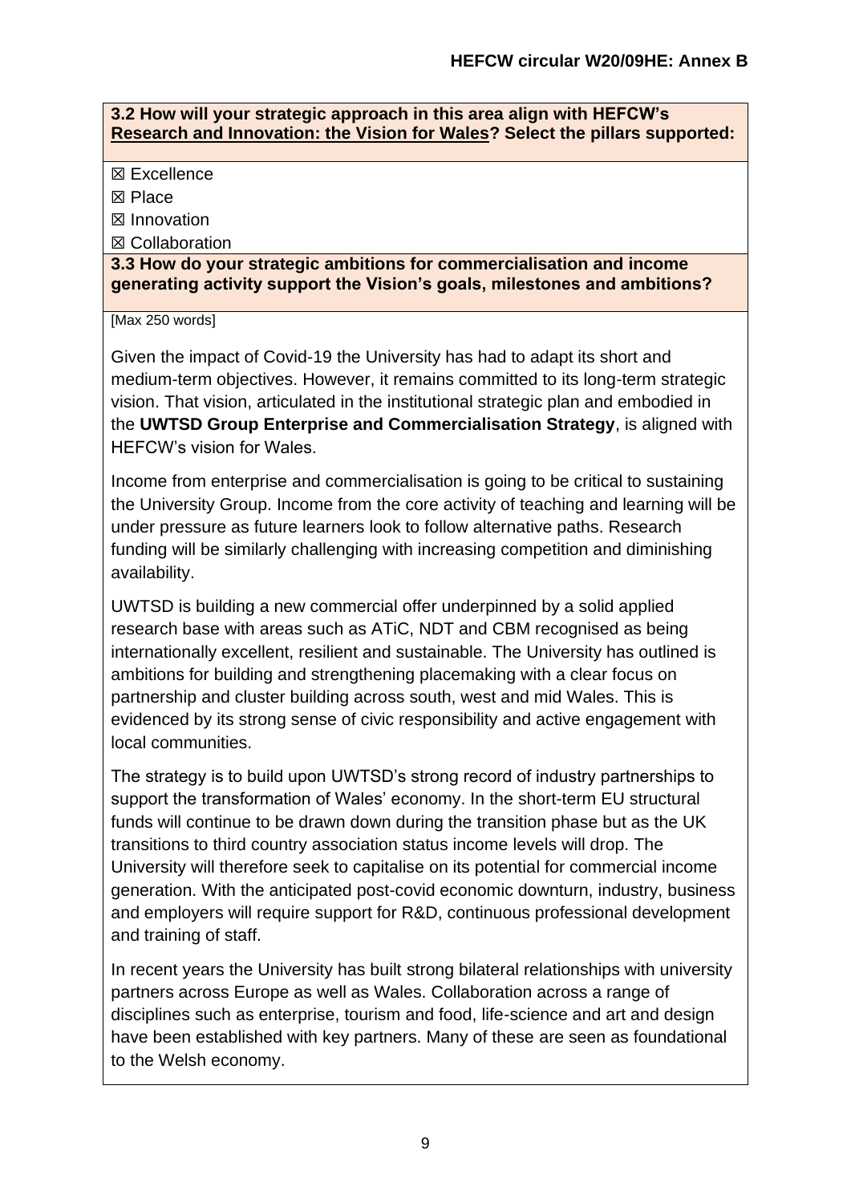**3.2 How will your strategic approach in this area align with HEFCW's Research and Innovation: the Vision for Wales? Select the pillars supported:**

☒ Excellence
☒ Place
☒ Innovation
☒ Collaboration

**3.3 How do your strategic ambitions for commercialisation and income generating activity support the Vision's goals, milestones and ambitions?**

[Max 250 words]

Given the impact of Covid-19 the University has had to adapt its short and medium-term objectives. However, it remains committed to its long-term strategic vision. That vision, articulated in the institutional strategic plan and embodied in the **UWTSD Group Enterprise and Commercialisation Strategy**, is aligned with HEFCW's vision for Wales.

Income from enterprise and commercialisation is going to be critical to sustaining the University Group. Income from the core activity of teaching and learning will be under pressure as future learners look to follow alternative paths. Research funding will be similarly challenging with increasing competition and diminishing availability.

UWTSD is building a new commercial offer underpinned by a solid applied research base with areas such as ATiC, NDT and CBM recognised as being internationally excellent, resilient and sustainable. The University has outlined is ambitions for building and strengthening placemaking with a clear focus on partnership and cluster building across south, west and mid Wales. This is evidenced by its strong sense of civic responsibility and active engagement with local communities.

The strategy is to build upon UWTSD's strong record of industry partnerships to support the transformation of Wales' economy. In the short-term EU structural funds will continue to be drawn down during the transition phase but as the UK transitions to third country association status income levels will drop. The University will therefore seek to capitalise on its potential for commercial income generation. With the anticipated post-covid economic downturn, industry, business and employers will require support for R&D, continuous professional development and training of staff.

In recent years the University has built strong bilateral relationships with university partners across Europe as well as Wales. Collaboration across a range of disciplines such as enterprise, tourism and food, life-science and art and design have been established with key partners. Many of these are seen as foundational to the Welsh economy.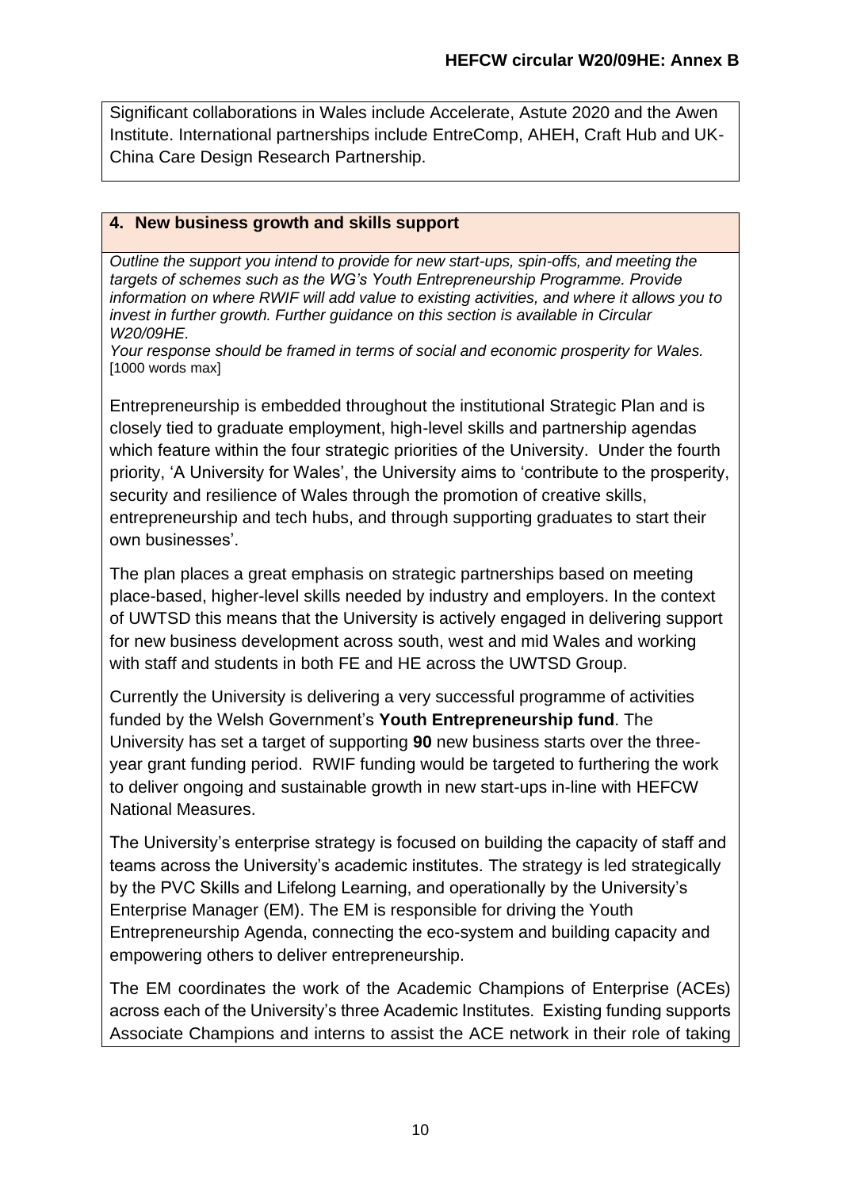Significant collaborations in Wales include Accelerate, Astute 2020 and the Awen Institute. International partnerships include EntreComp, AHEH, Craft Hub and UK-China Care Design Research Partnership.

## 4. New business growth and skills support

*Outline the support you intend to provide for new start-ups, spin-offs, and meeting the targets of schemes such as the WG's Youth Entrepreneurship Programme. Provide information on where RWIF will add value to existing activities, and where it allows you to invest in further growth. Further guidance on this section is available in Circular W20/09HE.*

*Your response should be framed in terms of social and economic prosperity for Wales.* [1000 words max]

Entrepreneurship is embedded throughout the institutional Strategic Plan and is closely tied to graduate employment, high-level skills and partnership agendas which feature within the four strategic priorities of the University. Under the fourth priority, 'A University for Wales', the University aims to 'contribute to the prosperity, security and resilience of Wales through the promotion of creative skills, entrepreneurship and tech hubs, and through supporting graduates to start their own businesses'.

The plan places a great emphasis on strategic partnerships based on meeting place-based, higher-level skills needed by industry and employers. In the context of UWTSD this means that the University is actively engaged in delivering support for new business development across south, west and mid Wales and working with staff and students in both FE and HE across the UWTSD Group.

Currently the University is delivering a very successful programme of activities funded by the Welsh Government's **Youth Entrepreneurship fund**. The University has set a target of supporting **90** new business starts over the three-year grant funding period. RWIF funding would be targeted to furthering the work to deliver ongoing and sustainable growth in new start-ups in-line with HEFCW National Measures.

The University's enterprise strategy is focused on building the capacity of staff and teams across the University's academic institutes. The strategy is led strategically by the PVC Skills and Lifelong Learning, and operationally by the University's Enterprise Manager (EM). The EM is responsible for driving the Youth Entrepreneurship Agenda, connecting the eco-system and building capacity and empowering others to deliver entrepreneurship.

The EM coordinates the work of the Academic Champions of Enterprise (ACEs) across each of the University's three Academic Institutes. Existing funding supports Associate Champions and interns to assist the ACE network in their role of taking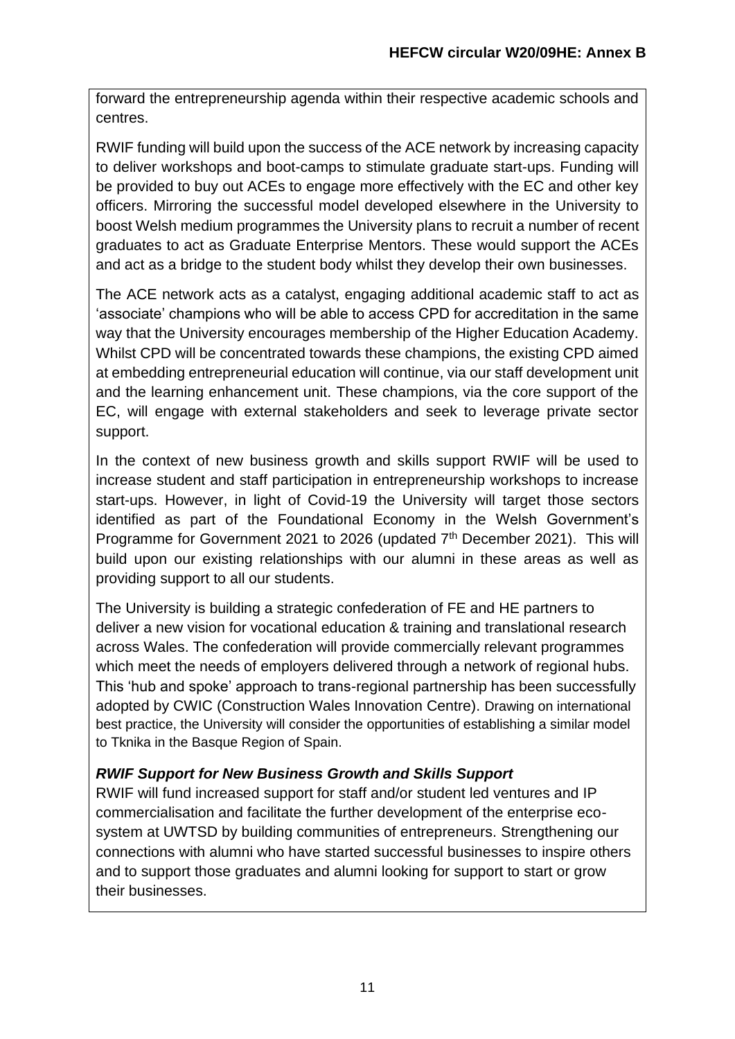forward the entrepreneurship agenda within their respective academic schools and centres.

RWIF funding will build upon the success of the ACE network by increasing capacity to deliver workshops and boot-camps to stimulate graduate start-ups. Funding will be provided to buy out ACEs to engage more effectively with the EC and other key officers. Mirroring the successful model developed elsewhere in the University to boost Welsh medium programmes the University plans to recruit a number of recent graduates to act as Graduate Enterprise Mentors. These would support the ACEs and act as a bridge to the student body whilst they develop their own businesses.

The ACE network acts as a catalyst, engaging additional academic staff to act as 'associate' champions who will be able to access CPD for accreditation in the same way that the University encourages membership of the Higher Education Academy. Whilst CPD will be concentrated towards these champions, the existing CPD aimed at embedding entrepreneurial education will continue, via our staff development unit and the learning enhancement unit. These champions, via the core support of the EC, will engage with external stakeholders and seek to leverage private sector support.

In the context of new business growth and skills support RWIF will be used to increase student and staff participation in entrepreneurship workshops to increase start-ups. However, in light of Covid-19 the University will target those sectors identified as part of the Foundational Economy in the Welsh Government's Programme for Government 2021 to 2026 (updated 7th December 2021). This will build upon our existing relationships with our alumni in these areas as well as providing support to all our students.

The University is building a strategic confederation of FE and HE partners to deliver a new vision for vocational education & training and translational research across Wales. The confederation will provide commercially relevant programmes which meet the needs of employers delivered through a network of regional hubs. This 'hub and spoke' approach to trans-regional partnership has been successfully adopted by CWIC (Construction Wales Innovation Centre). Drawing on international best practice, the University will consider the opportunities of establishing a similar model to Tknika in the Basque Region of Spain.

***RWIF Support for New Business Growth and Skills Support***

RWIF will fund increased support for staff and/or student led ventures and IP commercialisation and facilitate the further development of the enterprise eco-system at UWTSD by building communities of entrepreneurs. Strengthening our connections with alumni who have started successful businesses to inspire others and to support those graduates and alumni looking for support to start or grow their businesses.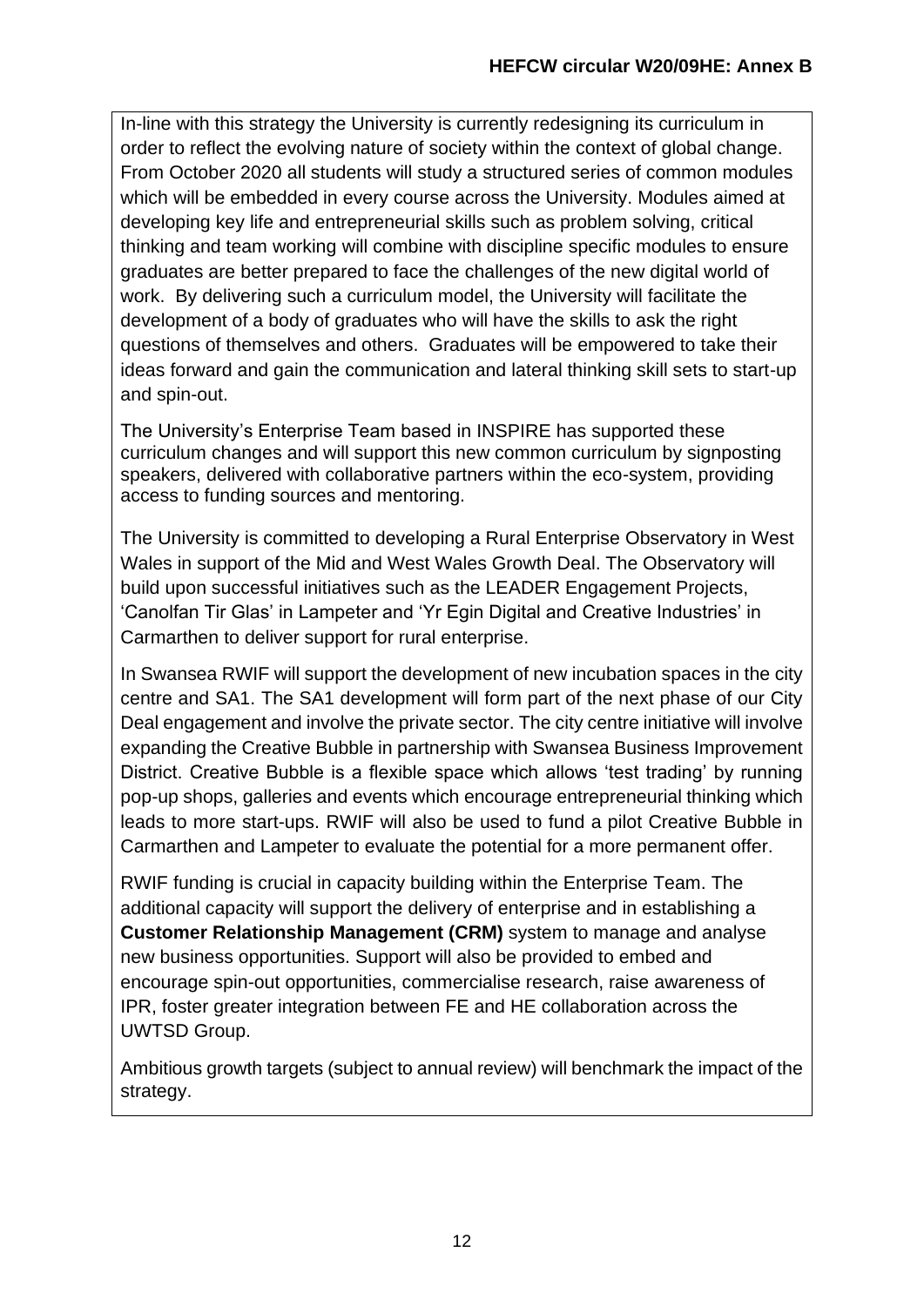In-line with this strategy the University is currently redesigning its curriculum in order to reflect the evolving nature of society within the context of global change. From October 2020 all students will study a structured series of common modules which will be embedded in every course across the University. Modules aimed at developing key life and entrepreneurial skills such as problem solving, critical thinking and team working will combine with discipline specific modules to ensure graduates are better prepared to face the challenges of the new digital world of work. By delivering such a curriculum model, the University will facilitate the development of a body of graduates who will have the skills to ask the right questions of themselves and others. Graduates will be empowered to take their ideas forward and gain the communication and lateral thinking skill sets to start-up and spin-out.

The University's Enterprise Team based in INSPIRE has supported these curriculum changes and will support this new common curriculum by signposting speakers, delivered with collaborative partners within the eco-system, providing access to funding sources and mentoring.

The University is committed to developing a Rural Enterprise Observatory in West Wales in support of the Mid and West Wales Growth Deal. The Observatory will build upon successful initiatives such as the LEADER Engagement Projects, 'Canolfan Tir Glas' in Lampeter and 'Yr Egin Digital and Creative Industries' in Carmarthen to deliver support for rural enterprise.

In Swansea RWIF will support the development of new incubation spaces in the city centre and SA1. The SA1 development will form part of the next phase of our City Deal engagement and involve the private sector. The city centre initiative will involve expanding the Creative Bubble in partnership with Swansea Business Improvement District. Creative Bubble is a flexible space which allows 'test trading' by running pop-up shops, galleries and events which encourage entrepreneurial thinking which leads to more start-ups. RWIF will also be used to fund a pilot Creative Bubble in Carmarthen and Lampeter to evaluate the potential for a more permanent offer.

RWIF funding is crucial in capacity building within the Enterprise Team. The additional capacity will support the delivery of enterprise and in establishing a **Customer Relationship Management (CRM)** system to manage and analyse new business opportunities. Support will also be provided to embed and encourage spin-out opportunities, commercialise research, raise awareness of IPR, foster greater integration between FE and HE collaboration across the UWTSD Group.

Ambitious growth targets (subject to annual review) will benchmark the impact of the strategy.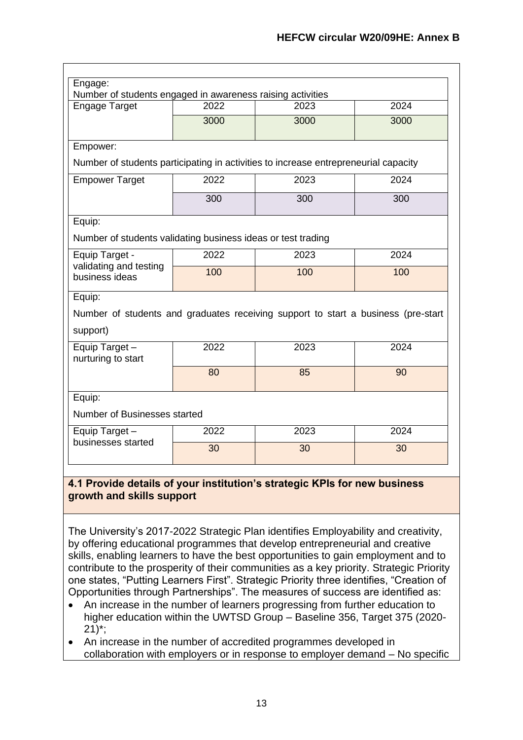Engage:

Number of students engaged in awareness raising activities

| Engage Target | 2022 | 2023 | 2024 |
|---|---|---|---|
| | 3000 | 3000 | 3000 |

Empower:

Number of students participating in activities to increase entrepreneurial capacity

| Empower Target | 2022 | 2023 | 2024 |
|---|---|---|---|
| | 300 | 300 | 300 |

Equip:

Number of students validating business ideas or test trading

| Equip Target - validating and testing business ideas | 2022 | 2023 | 2024 |
|---|---|---|---|
| | 100 | 100 | 100 |

Equip:

Number of students and graduates receiving support to start a business (pre-start support)

| Equip Target – nurturing to start | 2022 | 2023 | 2024 |
|---|---|---|---|
| | 80 | 85 | 90 |

Equip:

Number of Businesses started

| Equip Target – businesses started | 2022 | 2023 | 2024 |
|---|---|---|---|
| | 30 | 30 | 30 |

**4.1 Provide details of your institution's strategic KPIs for new business growth and skills support**

The University's 2017-2022 Strategic Plan identifies Employability and creativity, by offering educational programmes that develop entrepreneurial and creative skills, enabling learners to have the best opportunities to gain employment and to contribute to the prosperity of their communities as a key priority. Strategic Priority one states, "Putting Learners First". Strategic Priority three identifies, "Creation of Opportunities through Partnerships". The measures of success are identified as:

- An increase in the number of learners progressing from further education to higher education within the UWTSD Group – Baseline 356, Target 375 (2020-21)*;
- An increase in the number of accredited programmes developed in collaboration with employers or in response to employer demand – No specific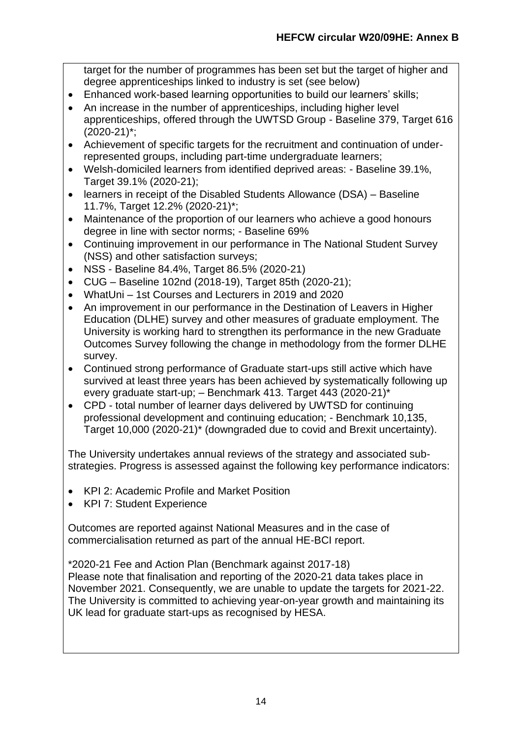target for the number of programmes has been set but the target of higher and degree apprenticeships linked to industry is set (see below)

- Enhanced work-based learning opportunities to build our learners' skills;
- An increase in the number of apprenticeships, including higher level apprenticeships, offered through the UWTSD Group - Baseline 379, Target 616 (2020-21)*;
- Achievement of specific targets for the recruitment and continuation of under-represented groups, including part-time undergraduate learners;
- Welsh-domiciled learners from identified deprived areas: - Baseline 39.1%, Target 39.1% (2020-21);
- learners in receipt of the Disabled Students Allowance (DSA) – Baseline 11.7%, Target 12.2% (2020-21)*;
- Maintenance of the proportion of our learners who achieve a good honours degree in line with sector norms; - Baseline 69%
- Continuing improvement in our performance in The National Student Survey (NSS) and other satisfaction surveys;
- NSS - Baseline 84.4%, Target 86.5% (2020-21)
- CUG – Baseline 102nd (2018-19), Target 85th (2020-21);
- WhatUni – 1st Courses and Lecturers in 2019 and 2020
- An improvement in our performance in the Destination of Leavers in Higher Education (DLHE) survey and other measures of graduate employment. The University is working hard to strengthen its performance in the new Graduate Outcomes Survey following the change in methodology from the former DLHE survey.
- Continued strong performance of Graduate start-ups still active which have survived at least three years has been achieved by systematically following up every graduate start-up; – Benchmark 413. Target 443 (2020-21)*
- CPD - total number of learner days delivered by UWTSD for continuing professional development and continuing education; - Benchmark 10,135, Target 10,000 (2020-21)* (downgraded due to covid and Brexit uncertainty).

The University undertakes annual reviews of the strategy and associated sub-strategies. Progress is assessed against the following key performance indicators:

- KPI 2: Academic Profile and Market Position
- KPI 7: Student Experience

Outcomes are reported against National Measures and in the case of commercialisation returned as part of the annual HE-BCI report.

*2020-21 Fee and Action Plan (Benchmark against 2017-18)
Please note that finalisation and reporting of the 2020-21 data takes place in November 2021. Consequently, we are unable to update the targets for 2021-22. The University is committed to achieving year-on-year growth and maintaining its UK lead for graduate start-ups as recognised by HESA.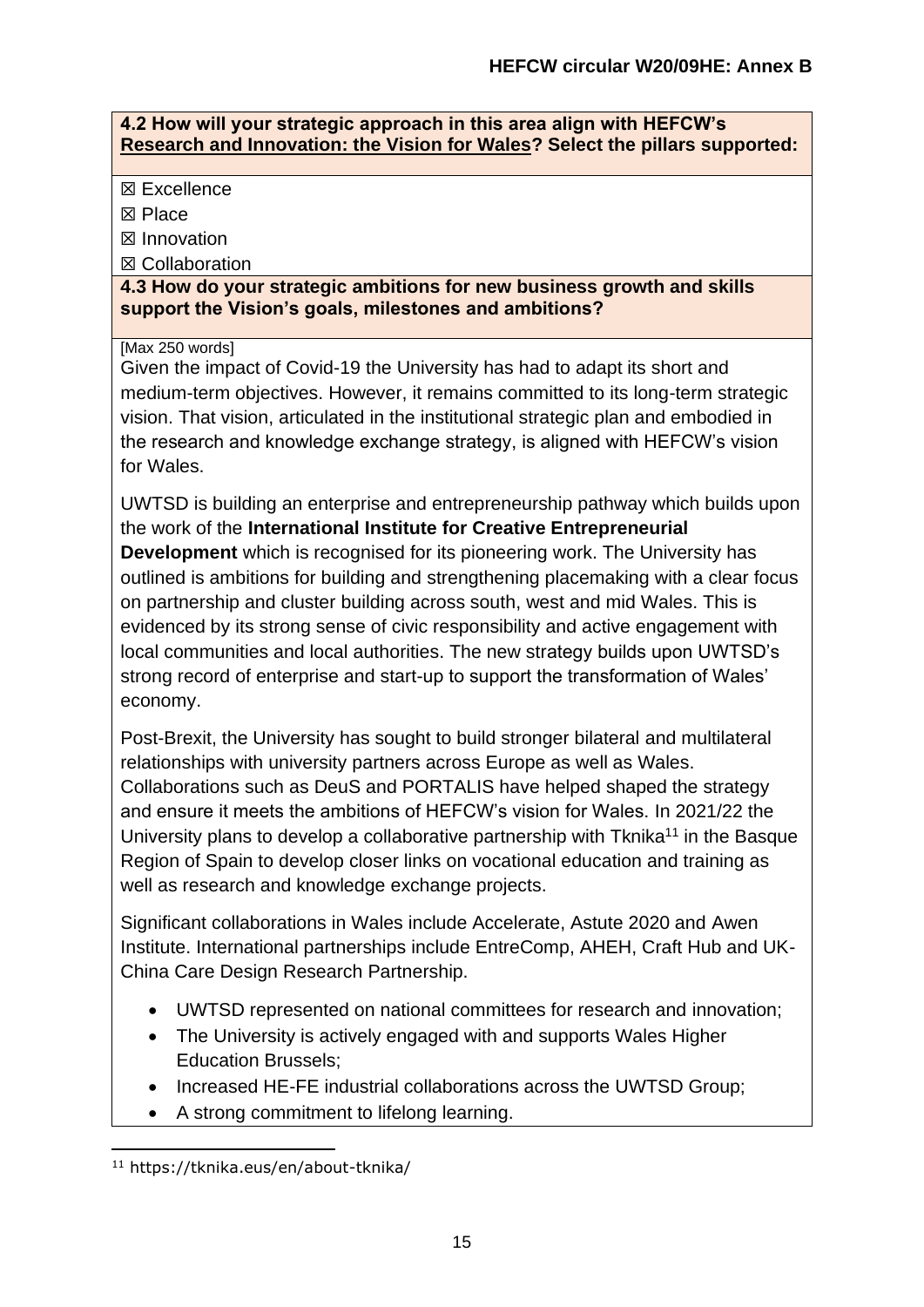**4.2 How will your strategic approach in this area align with HEFCW's Research and Innovation: the Vision for Wales? Select the pillars supported:**

☒ Excellence

☒ Place

☒ Innovation

☒ Collaboration

**4.3 How do your strategic ambitions for new business growth and skills support the Vision's goals, milestones and ambitions?**

[Max 250 words]

Given the impact of Covid-19 the University has had to adapt its short and medium-term objectives. However, it remains committed to its long-term strategic vision. That vision, articulated in the institutional strategic plan and embodied in the research and knowledge exchange strategy, is aligned with HEFCW's vision for Wales.

UWTSD is building an enterprise and entrepreneurship pathway which builds upon the work of the **International Institute for Creative Entrepreneurial Development** which is recognised for its pioneering work. The University has outlined is ambitions for building and strengthening placemaking with a clear focus on partnership and cluster building across south, west and mid Wales. This is evidenced by its strong sense of civic responsibility and active engagement with local communities and local authorities. The new strategy builds upon UWTSD's strong record of enterprise and start-up to support the transformation of Wales' economy.

Post-Brexit, the University has sought to build stronger bilateral and multilateral relationships with university partners across Europe as well as Wales. Collaborations such as DeuS and PORTALIS have helped shaped the strategy and ensure it meets the ambitions of HEFCW's vision for Wales. In 2021/22 the University plans to develop a collaborative partnership with Tknika[11] in the Basque Region of Spain to develop closer links on vocational education and training as well as research and knowledge exchange projects.

Significant collaborations in Wales include Accelerate, Astute 2020 and Awen Institute. International partnerships include EntreComp, AHEH, Craft Hub and UK-China Care Design Research Partnership.

- UWTSD represented on national committees for research and innovation;
- The University is actively engaged with and supports Wales Higher Education Brussels;
- Increased HE-FE industrial collaborations across the UWTSD Group;
- A strong commitment to lifelong learning.

[11] https://tknika.eus/en/about-tknika/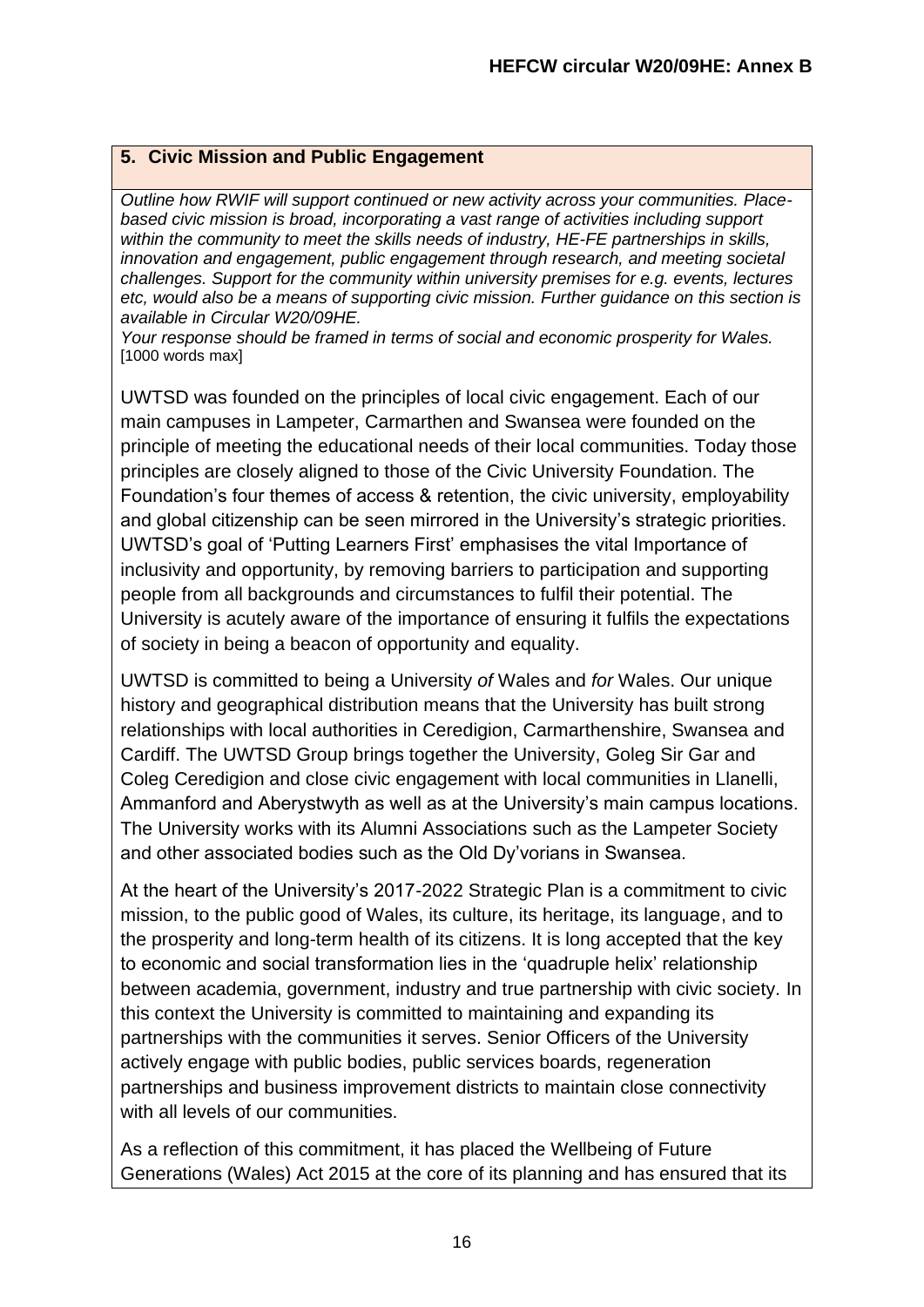## 5. Civic Mission and Public Engagement

*Outline how RWIF will support continued or new activity across your communities. Place-based civic mission is broad, incorporating a vast range of activities including support within the community to meet the skills needs of industry, HE-FE partnerships in skills, innovation and engagement, public engagement through research, and meeting societal challenges. Support for the community within university premises for e.g. events, lectures etc, would also be a means of supporting civic mission. Further guidance on this section is available in Circular W20/09HE.*

*Your response should be framed in terms of social and economic prosperity for Wales.*
[1000 words max]

UWTSD was founded on the principles of local civic engagement. Each of our main campuses in Lampeter, Carmarthen and Swansea were founded on the principle of meeting the educational needs of their local communities. Today those principles are closely aligned to those of the Civic University Foundation. The Foundation's four themes of access & retention, the civic university, employability and global citizenship can be seen mirrored in the University's strategic priorities. UWTSD's goal of 'Putting Learners First' emphasises the vital Importance of inclusivity and opportunity, by removing barriers to participation and supporting people from all backgrounds and circumstances to fulfil their potential. The University is acutely aware of the importance of ensuring it fulfils the expectations of society in being a beacon of opportunity and equality.

UWTSD is committed to being a University *of* Wales and *for* Wales. Our unique history and geographical distribution means that the University has built strong relationships with local authorities in Ceredigion, Carmarthenshire, Swansea and Cardiff. The UWTSD Group brings together the University, Goleg Sir Gar and Coleg Ceredigion and close civic engagement with local communities in Llanelli, Ammanford and Aberystwyth as well as at the University's main campus locations. The University works with its Alumni Associations such as the Lampeter Society and other associated bodies such as the Old Dy'vorians in Swansea.

At the heart of the University's 2017-2022 Strategic Plan is a commitment to civic mission, to the public good of Wales, its culture, its heritage, its language, and to the prosperity and long-term health of its citizens. It is long accepted that the key to economic and social transformation lies in the 'quadruple helix' relationship between academia, government, industry and true partnership with civic society. In this context the University is committed to maintaining and expanding its partnerships with the communities it serves. Senior Officers of the University actively engage with public bodies, public services boards, regeneration partnerships and business improvement districts to maintain close connectivity with all levels of our communities.

As a reflection of this commitment, it has placed the Wellbeing of Future Generations (Wales) Act 2015 at the core of its planning and has ensured that its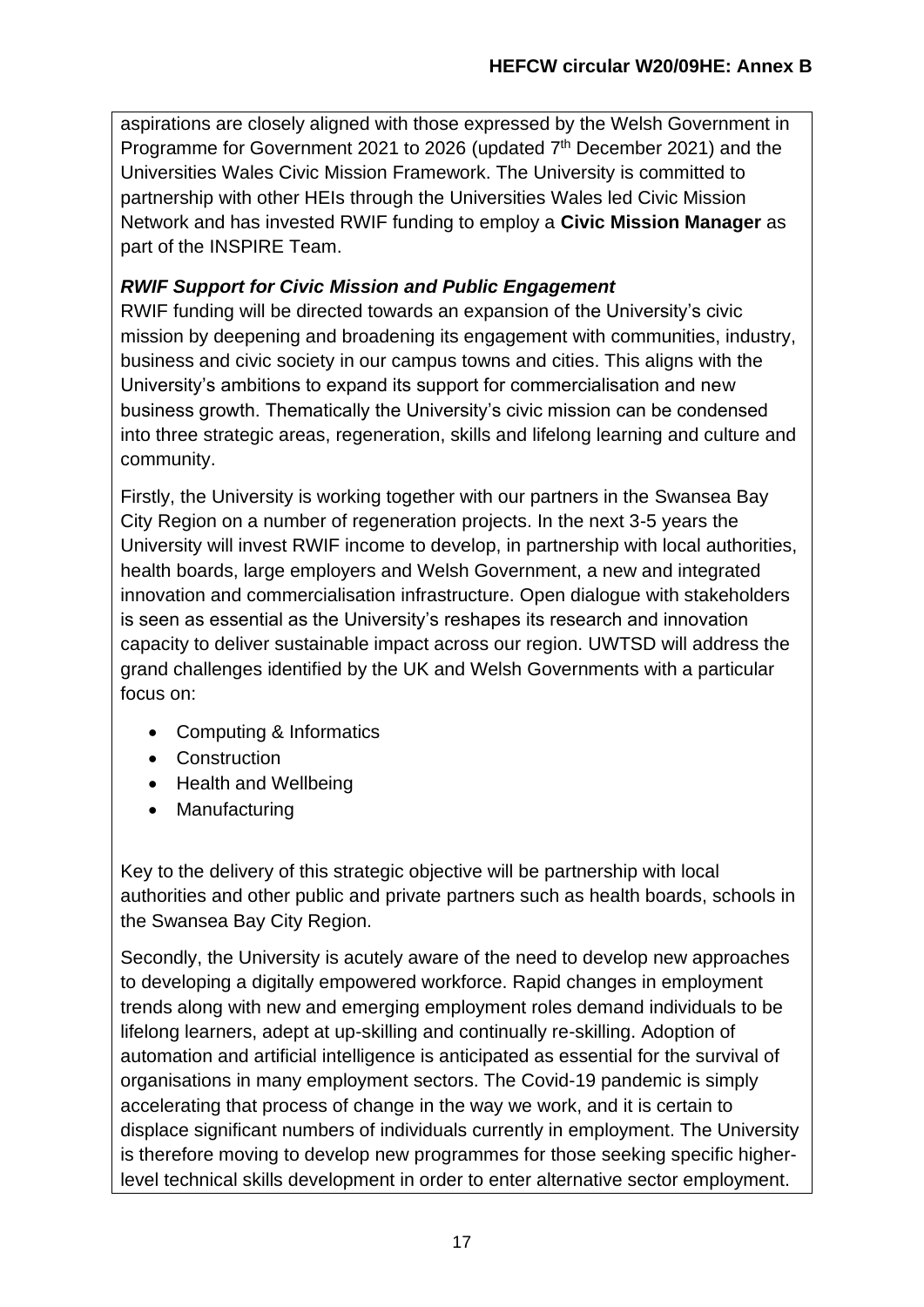aspirations are closely aligned with those expressed by the Welsh Government in Programme for Government 2021 to 2026 (updated 7th December 2021) and the Universities Wales Civic Mission Framework. The University is committed to partnership with other HEIs through the Universities Wales led Civic Mission Network and has invested RWIF funding to employ a **Civic Mission Manager** as part of the INSPIRE Team.

***RWIF Support for Civic Mission and Public Engagement***

RWIF funding will be directed towards an expansion of the University's civic mission by deepening and broadening its engagement with communities, industry, business and civic society in our campus towns and cities. This aligns with the University's ambitions to expand its support for commercialisation and new business growth. Thematically the University's civic mission can be condensed into three strategic areas, regeneration, skills and lifelong learning and culture and community.

Firstly, the University is working together with our partners in the Swansea Bay City Region on a number of regeneration projects. In the next 3-5 years the University will invest RWIF income to develop, in partnership with local authorities, health boards, large employers and Welsh Government, a new and integrated innovation and commercialisation infrastructure. Open dialogue with stakeholders is seen as essential as the University's reshapes its research and innovation capacity to deliver sustainable impact across our region. UWTSD will address the grand challenges identified by the UK and Welsh Governments with a particular focus on:

- Computing & Informatics
- Construction
- Health and Wellbeing
- Manufacturing

Key to the delivery of this strategic objective will be partnership with local authorities and other public and private partners such as health boards, schools in the Swansea Bay City Region.

Secondly, the University is acutely aware of the need to develop new approaches to developing a digitally empowered workforce. Rapid changes in employment trends along with new and emerging employment roles demand individuals to be lifelong learners, adept at up-skilling and continually re-skilling. Adoption of automation and artificial intelligence is anticipated as essential for the survival of organisations in many employment sectors. The Covid-19 pandemic is simply accelerating that process of change in the way we work, and it is certain to displace significant numbers of individuals currently in employment. The University is therefore moving to develop new programmes for those seeking specific higher-level technical skills development in order to enter alternative sector employment.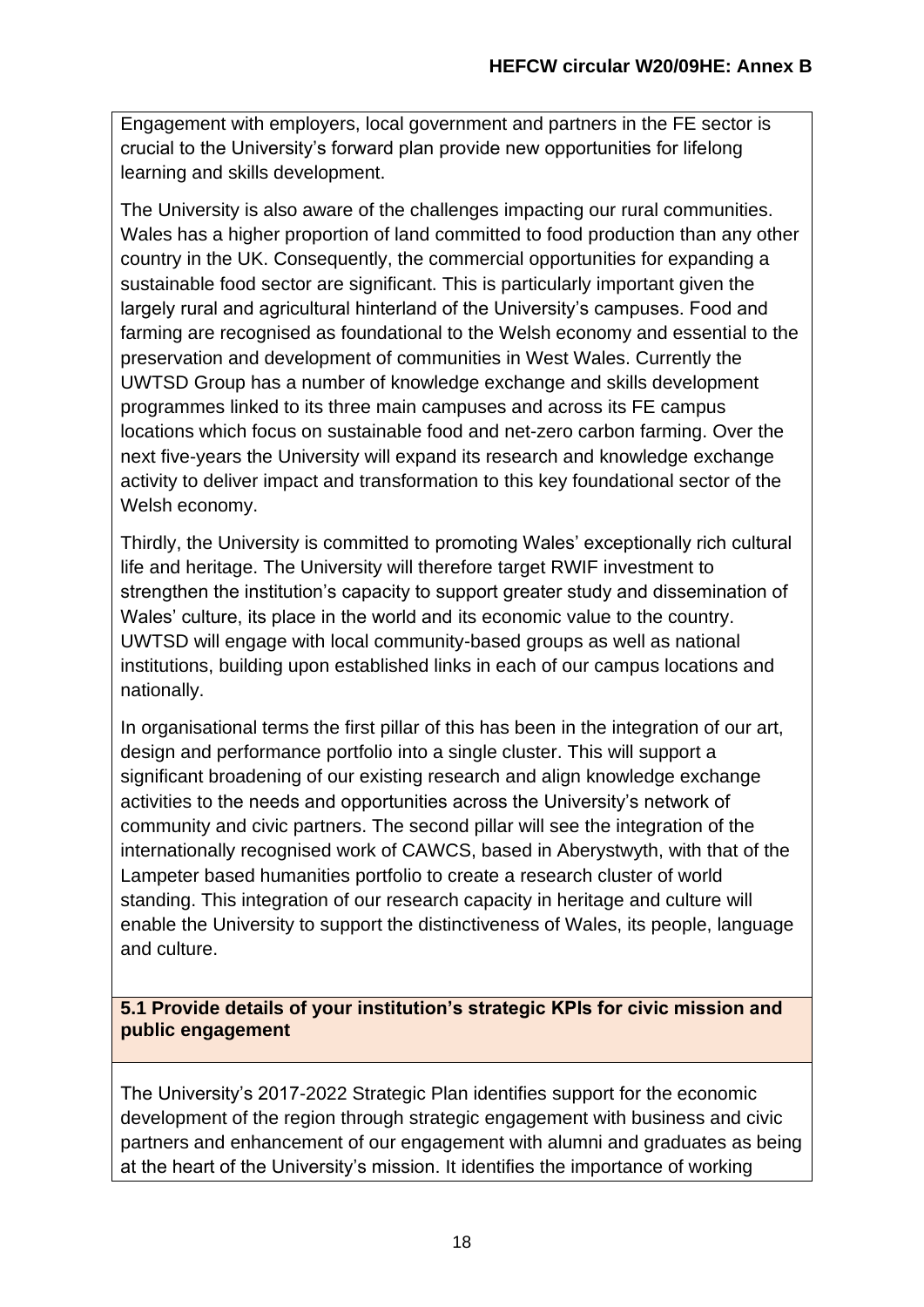Engagement with employers, local government and partners in the FE sector is crucial to the University's forward plan provide new opportunities for lifelong learning and skills development.

The University is also aware of the challenges impacting our rural communities. Wales has a higher proportion of land committed to food production than any other country in the UK. Consequently, the commercial opportunities for expanding a sustainable food sector are significant. This is particularly important given the largely rural and agricultural hinterland of the University's campuses. Food and farming are recognised as foundational to the Welsh economy and essential to the preservation and development of communities in West Wales. Currently the UWTSD Group has a number of knowledge exchange and skills development programmes linked to its three main campuses and across its FE campus locations which focus on sustainable food and net-zero carbon farming. Over the next five-years the University will expand its research and knowledge exchange activity to deliver impact and transformation to this key foundational sector of the Welsh economy.

Thirdly, the University is committed to promoting Wales' exceptionally rich cultural life and heritage. The University will therefore target RWIF investment to strengthen the institution's capacity to support greater study and dissemination of Wales' culture, its place in the world and its economic value to the country. UWTSD will engage with local community-based groups as well as national institutions, building upon established links in each of our campus locations and nationally.

In organisational terms the first pillar of this has been in the integration of our art, design and performance portfolio into a single cluster. This will support a significant broadening of our existing research and align knowledge exchange activities to the needs and opportunities across the University's network of community and civic partners. The second pillar will see the integration of the internationally recognised work of CAWCS, based in Aberystwyth, with that of the Lampeter based humanities portfolio to create a research cluster of world standing. This integration of our research capacity in heritage and culture will enable the University to support the distinctiveness of Wales, its people, language and culture.

**5.1 Provide details of your institution's strategic KPIs for civic mission and public engagement**

The University's 2017-2022 Strategic Plan identifies support for the economic development of the region through strategic engagement with business and civic partners and enhancement of our engagement with alumni and graduates as being at the heart of the University's mission. It identifies the importance of working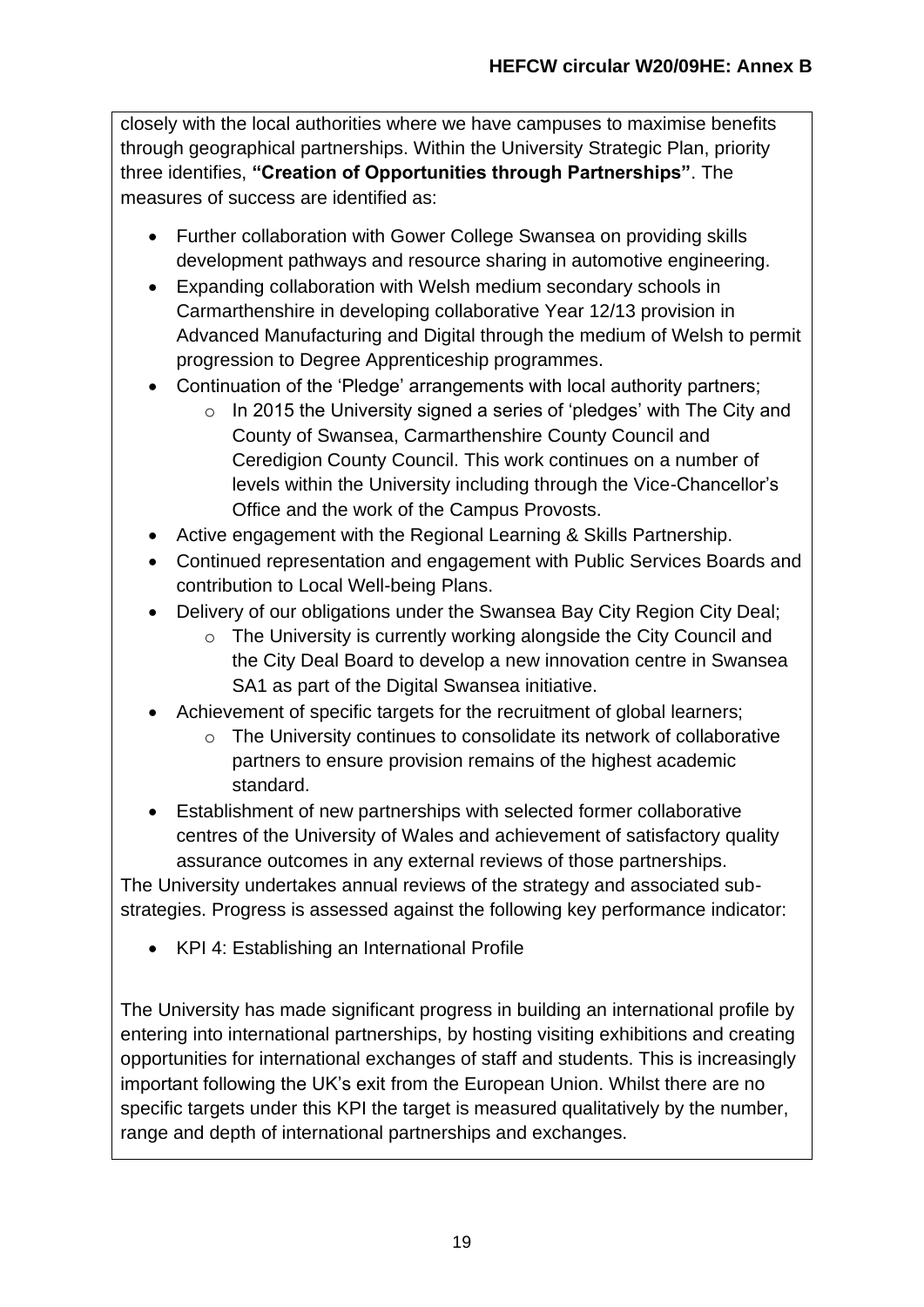closely with the local authorities where we have campuses to maximise benefits through geographical partnerships. Within the University Strategic Plan, priority three identifies, **"Creation of Opportunities through Partnerships"**. The measures of success are identified as:

- Further collaboration with Gower College Swansea on providing skills development pathways and resource sharing in automotive engineering.
- Expanding collaboration with Welsh medium secondary schools in Carmarthenshire in developing collaborative Year 12/13 provision in Advanced Manufacturing and Digital through the medium of Welsh to permit progression to Degree Apprenticeship programmes.
- Continuation of the 'Pledge' arrangements with local authority partners;
  - In 2015 the University signed a series of 'pledges' with The City and County of Swansea, Carmarthenshire County Council and Ceredigion County Council. This work continues on a number of levels within the University including through the Vice-Chancellor's Office and the work of the Campus Provosts.
- Active engagement with the Regional Learning & Skills Partnership.
- Continued representation and engagement with Public Services Boards and contribution to Local Well-being Plans.
- Delivery of our obligations under the Swansea Bay City Region City Deal;
  - The University is currently working alongside the City Council and the City Deal Board to develop a new innovation centre in Swansea SA1 as part of the Digital Swansea initiative.
- Achievement of specific targets for the recruitment of global learners;
  - The University continues to consolidate its network of collaborative partners to ensure provision remains of the highest academic standard.
- Establishment of new partnerships with selected former collaborative centres of the University of Wales and achievement of satisfactory quality assurance outcomes in any external reviews of those partnerships.

The University undertakes annual reviews of the strategy and associated sub-strategies. Progress is assessed against the following key performance indicator:

- KPI 4: Establishing an International Profile

The University has made significant progress in building an international profile by entering into international partnerships, by hosting visiting exhibitions and creating opportunities for international exchanges of staff and students. This is increasingly important following the UK's exit from the European Union. Whilst there are no specific targets under this KPI the target is measured qualitatively by the number, range and depth of international partnerships and exchanges.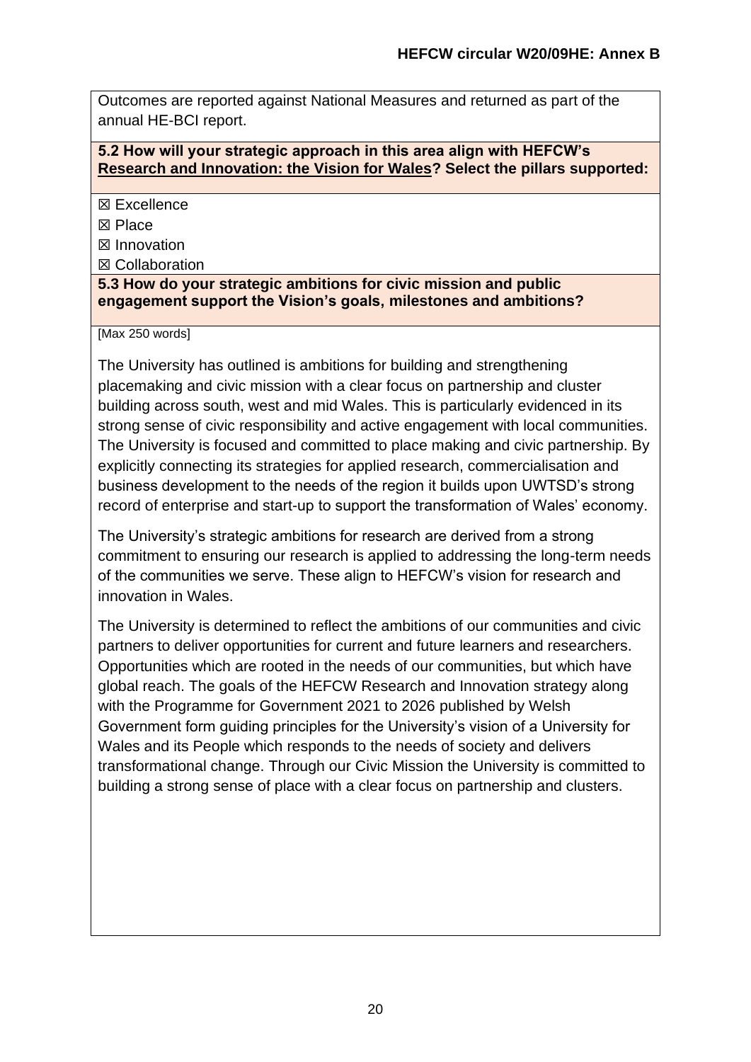Outcomes are reported against National Measures and returned as part of the annual HE-BCI report.

**5.2 How will your strategic approach in this area align with HEFCW's Research and Innovation: the Vision for Wales? Select the pillars supported:**

☒ Excellence
☒ Place
☒ Innovation
☒ Collaboration

**5.3 How do your strategic ambitions for civic mission and public engagement support the Vision's goals, milestones and ambitions?**

[Max 250 words]

The University has outlined is ambitions for building and strengthening placemaking and civic mission with a clear focus on partnership and cluster building across south, west and mid Wales. This is particularly evidenced in its strong sense of civic responsibility and active engagement with local communities. The University is focused and committed to place making and civic partnership. By explicitly connecting its strategies for applied research, commercialisation and business development to the needs of the region it builds upon UWTSD's strong record of enterprise and start-up to support the transformation of Wales' economy.

The University's strategic ambitions for research are derived from a strong commitment to ensuring our research is applied to addressing the long-term needs of the communities we serve. These align to HEFCW's vision for research and innovation in Wales.

The University is determined to reflect the ambitions of our communities and civic partners to deliver opportunities for current and future learners and researchers. Opportunities which are rooted in the needs of our communities, but which have global reach. The goals of the HEFCW Research and Innovation strategy along with the Programme for Government 2021 to 2026 published by Welsh Government form guiding principles for the University's vision of a University for Wales and its People which responds to the needs of society and delivers transformational change. Through our Civic Mission the University is committed to building a strong sense of place with a clear focus on partnership and clusters.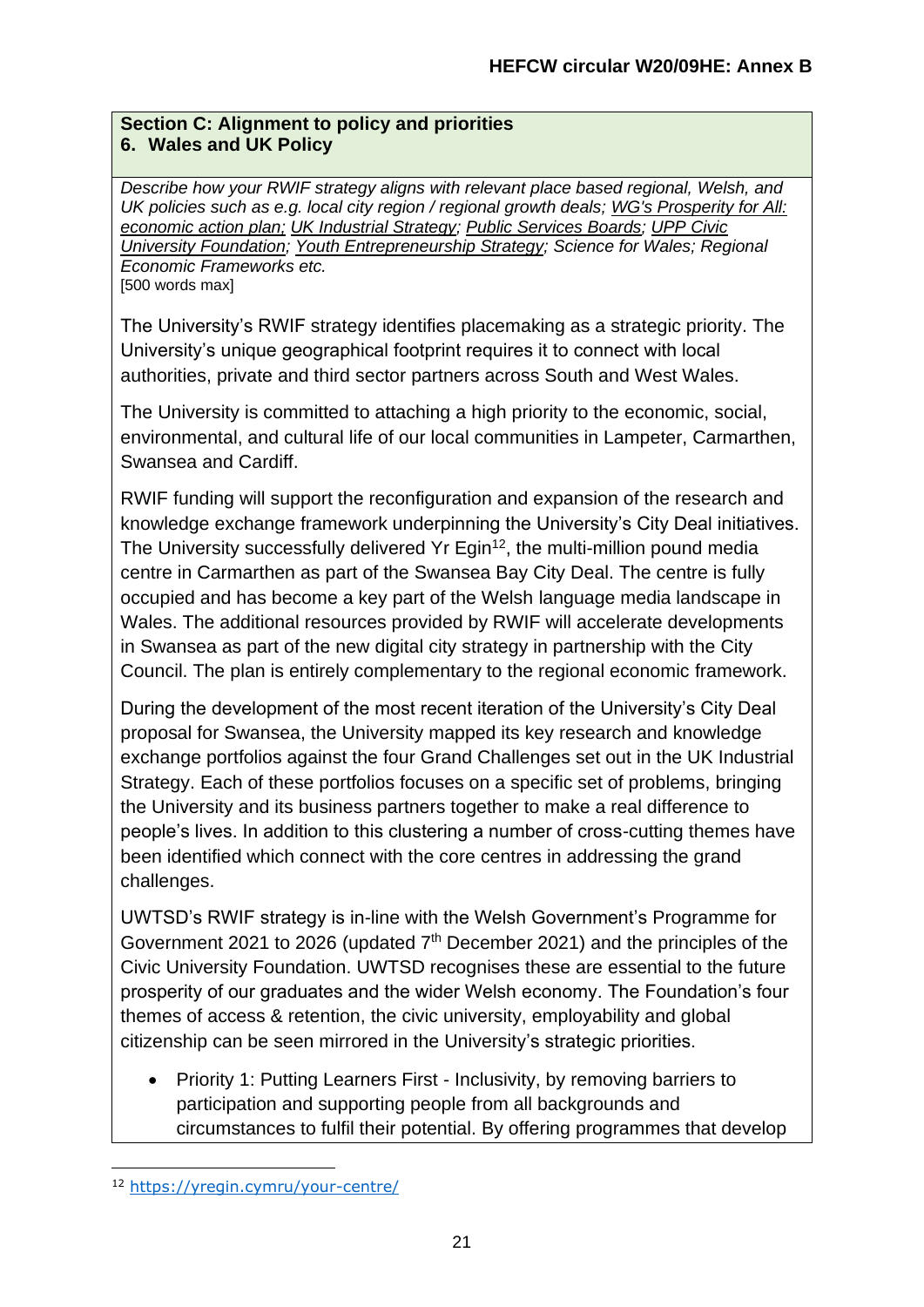## Section C: Alignment to policy and priorities

### 6. Wales and UK Policy

*Describe how your RWIF strategy aligns with relevant place based regional, Welsh, and UK policies such as e.g. local city region / regional growth deals; WG's Prosperity for All: economic action plan; UK Industrial Strategy; Public Services Boards; UPP Civic University Foundation; Youth Entrepreneurship Strategy; Science for Wales; Regional Economic Frameworks etc.*
[500 words max]

The University's RWIF strategy identifies placemaking as a strategic priority. The University's unique geographical footprint requires it to connect with local authorities, private and third sector partners across South and West Wales.

The University is committed to attaching a high priority to the economic, social, environmental, and cultural life of our local communities in Lampeter, Carmarthen, Swansea and Cardiff.

RWIF funding will support the reconfiguration and expansion of the research and knowledge exchange framework underpinning the University's City Deal initiatives. The University successfully delivered Yr Egin[12], the multi-million pound media centre in Carmarthen as part of the Swansea Bay City Deal. The centre is fully occupied and has become a key part of the Welsh language media landscape in Wales. The additional resources provided by RWIF will accelerate developments in Swansea as part of the new digital city strategy in partnership with the City Council. The plan is entirely complementary to the regional economic framework.

During the development of the most recent iteration of the University's City Deal proposal for Swansea, the University mapped its key research and knowledge exchange portfolios against the four Grand Challenges set out in the UK Industrial Strategy. Each of these portfolios focuses on a specific set of problems, bringing the University and its business partners together to make a real difference to people's lives. In addition to this clustering a number of cross-cutting themes have been identified which connect with the core centres in addressing the grand challenges.

UWTSD's RWIF strategy is in-line with the Welsh Government's Programme for Government 2021 to 2026 (updated 7th December 2021) and the principles of the Civic University Foundation. UWTSD recognises these are essential to the future prosperity of our graduates and the wider Welsh economy. The Foundation's four themes of access & retention, the civic university, employability and global citizenship can be seen mirrored in the University's strategic priorities.

- Priority 1: Putting Learners First - Inclusivity, by removing barriers to participation and supporting people from all backgrounds and circumstances to fulfil their potential. By offering programmes that develop

[12] https://yregin.cymru/your-centre/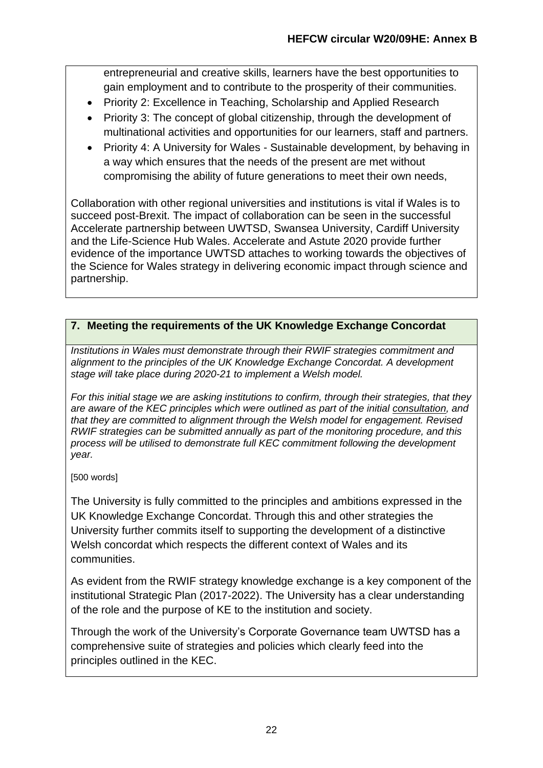entrepreneurial and creative skills, learners have the best opportunities to gain employment and to contribute to the prosperity of their communities.

- Priority 2: Excellence in Teaching, Scholarship and Applied Research
- Priority 3: The concept of global citizenship, through the development of multinational activities and opportunities for our learners, staff and partners.
- Priority 4: A University for Wales - Sustainable development, by behaving in a way which ensures that the needs of the present are met without compromising the ability of future generations to meet their own needs,

Collaboration with other regional universities and institutions is vital if Wales is to succeed post-Brexit. The impact of collaboration can be seen in the successful Accelerate partnership between UWTSD, Swansea University, Cardiff University and the Life-Science Hub Wales. Accelerate and Astute 2020 provide further evidence of the importance UWTSD attaches to working towards the objectives of the Science for Wales strategy in delivering economic impact through science and partnership.

## 7. Meeting the requirements of the UK Knowledge Exchange Concordat

*Institutions in Wales must demonstrate through their RWIF strategies commitment and alignment to the principles of the UK Knowledge Exchange Concordat. A development stage will take place during 2020-21 to implement a Welsh model.*

*For this initial stage we are asking institutions to confirm, through their strategies, that they are aware of the KEC principles which were outlined as part of the initial consultation, and that they are committed to alignment through the Welsh model for engagement. Revised RWIF strategies can be submitted annually as part of the monitoring procedure, and this process will be utilised to demonstrate full KEC commitment following the development year.*

[500 words]

The University is fully committed to the principles and ambitions expressed in the UK Knowledge Exchange Concordat. Through this and other strategies the University further commits itself to supporting the development of a distinctive Welsh concordat which respects the different context of Wales and its communities.

As evident from the RWIF strategy knowledge exchange is a key component of the institutional Strategic Plan (2017-2022). The University has a clear understanding of the role and the purpose of KE to the institution and society.

Through the work of the University's Corporate Governance team UWTSD has a comprehensive suite of strategies and policies which clearly feed into the principles outlined in the KEC.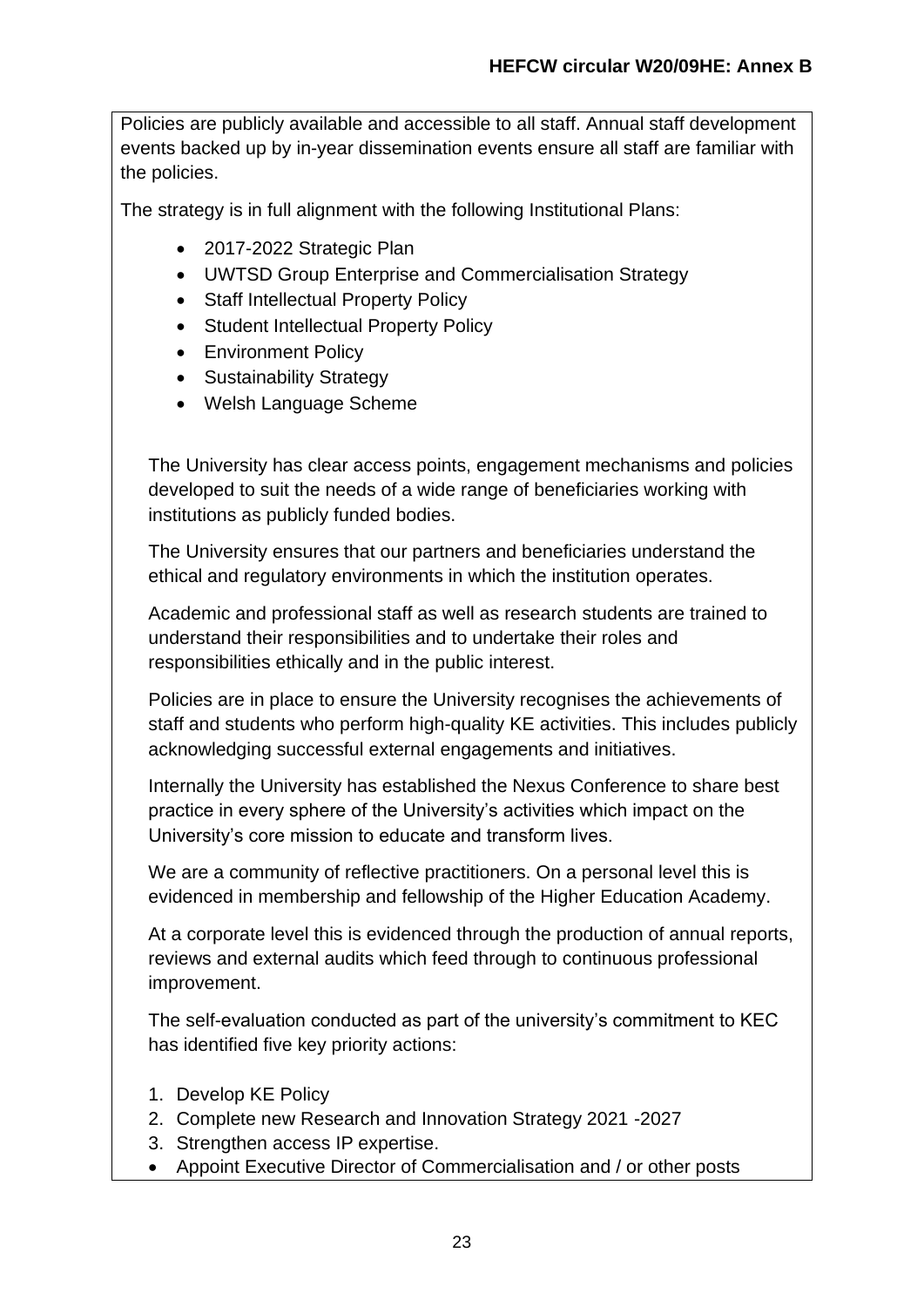Policies are publicly available and accessible to all staff. Annual staff development events backed up by in-year dissemination events ensure all staff are familiar with the policies.

The strategy is in full alignment with the following Institutional Plans:

- 2017-2022 Strategic Plan
- UWTSD Group Enterprise and Commercialisation Strategy
- Staff Intellectual Property Policy
- Student Intellectual Property Policy
- Environment Policy
- Sustainability Strategy
- Welsh Language Scheme

The University has clear access points, engagement mechanisms and policies developed to suit the needs of a wide range of beneficiaries working with institutions as publicly funded bodies.

The University ensures that our partners and beneficiaries understand the ethical and regulatory environments in which the institution operates.

Academic and professional staff as well as research students are trained to understand their responsibilities and to undertake their roles and responsibilities ethically and in the public interest.

Policies are in place to ensure the University recognises the achievements of staff and students who perform high-quality KE activities. This includes publicly acknowledging successful external engagements and initiatives.

Internally the University has established the Nexus Conference to share best practice in every sphere of the University's activities which impact on the University's core mission to educate and transform lives.

We are a community of reflective practitioners. On a personal level this is evidenced in membership and fellowship of the Higher Education Academy.

At a corporate level this is evidenced through the production of annual reports, reviews and external audits which feed through to continuous professional improvement.

The self-evaluation conducted as part of the university's commitment to KEC has identified five key priority actions:

1. Develop KE Policy
2. Complete new Research and Innovation Strategy 2021 -2027
3. Strengthen access IP expertise.

- Appoint Executive Director of Commercialisation and / or other posts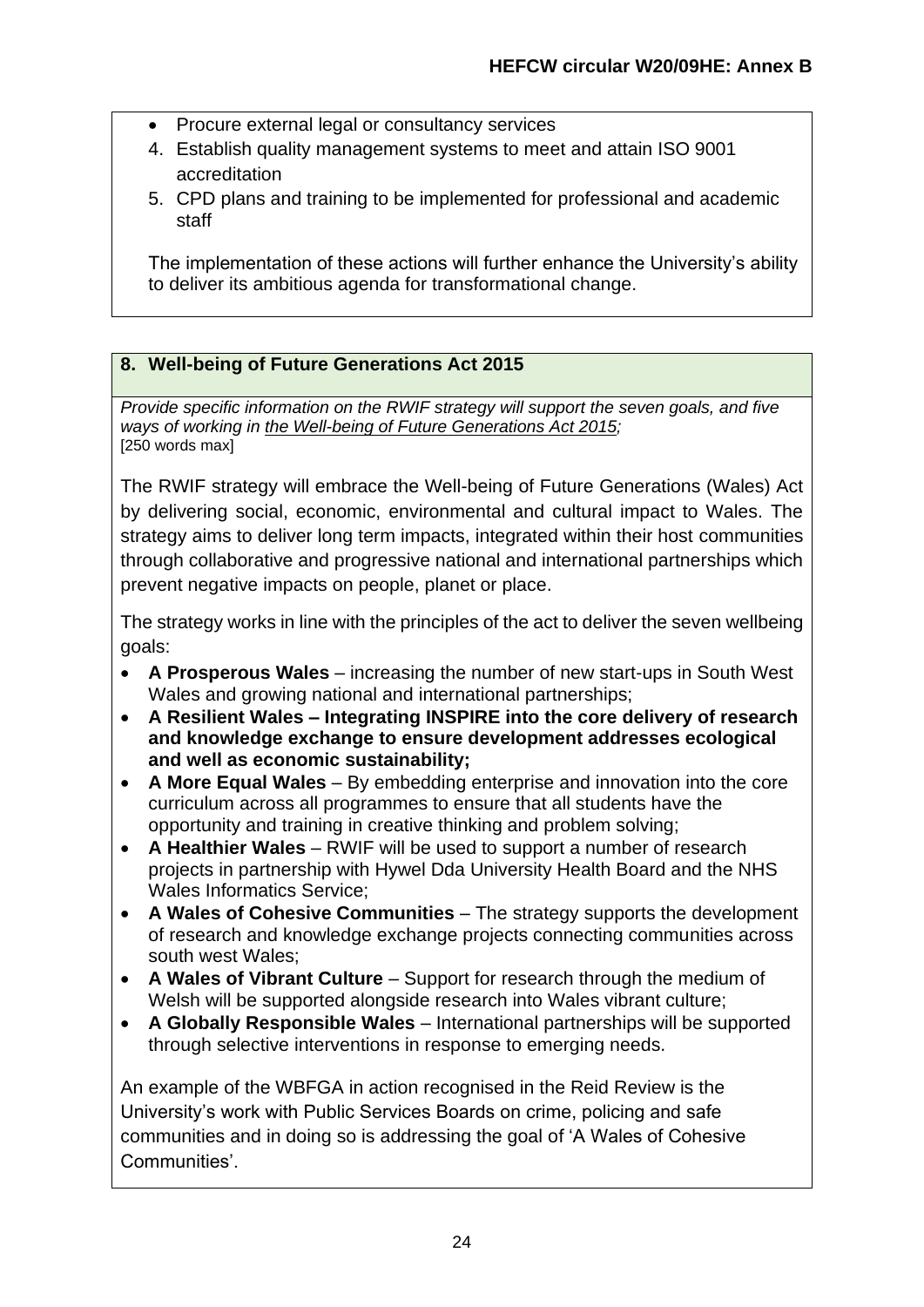- Procure external legal or consultancy services
4. Establish quality management systems to meet and attain ISO 9001 accreditation
5. CPD plans and training to be implemented for professional and academic staff

The implementation of these actions will further enhance the University's ability to deliver its ambitious agenda for transformational change.

## 8. Well-being of Future Generations Act 2015

*Provide specific information on the RWIF strategy will support the seven goals, and five ways of working in the Well-being of Future Generations Act 2015;*
[250 words max]

The RWIF strategy will embrace the Well-being of Future Generations (Wales) Act by delivering social, economic, environmental and cultural impact to Wales. The strategy aims to deliver long term impacts, integrated within their host communities through collaborative and progressive national and international partnerships which prevent negative impacts on people, planet or place.

The strategy works in line with the principles of the act to deliver the seven wellbeing goals:

- **A Prosperous Wales** – increasing the number of new start-ups in South West Wales and growing national and international partnerships;
- **A Resilient Wales – Integrating INSPIRE into the core delivery of research and knowledge exchange to ensure development addresses ecological and well as economic sustainability;**
- **A More Equal Wales** – By embedding enterprise and innovation into the core curriculum across all programmes to ensure that all students have the opportunity and training in creative thinking and problem solving;
- **A Healthier Wales** – RWIF will be used to support a number of research projects in partnership with Hywel Dda University Health Board and the NHS Wales Informatics Service;
- **A Wales of Cohesive Communities** – The strategy supports the development of research and knowledge exchange projects connecting communities across south west Wales;
- **A Wales of Vibrant Culture** – Support for research through the medium of Welsh will be supported alongside research into Wales vibrant culture;
- **A Globally Responsible Wales** – International partnerships will be supported through selective interventions in response to emerging needs.

An example of the WBFGA in action recognised in the Reid Review is the University's work with Public Services Boards on crime, policing and safe communities and in doing so is addressing the goal of 'A Wales of Cohesive Communities'.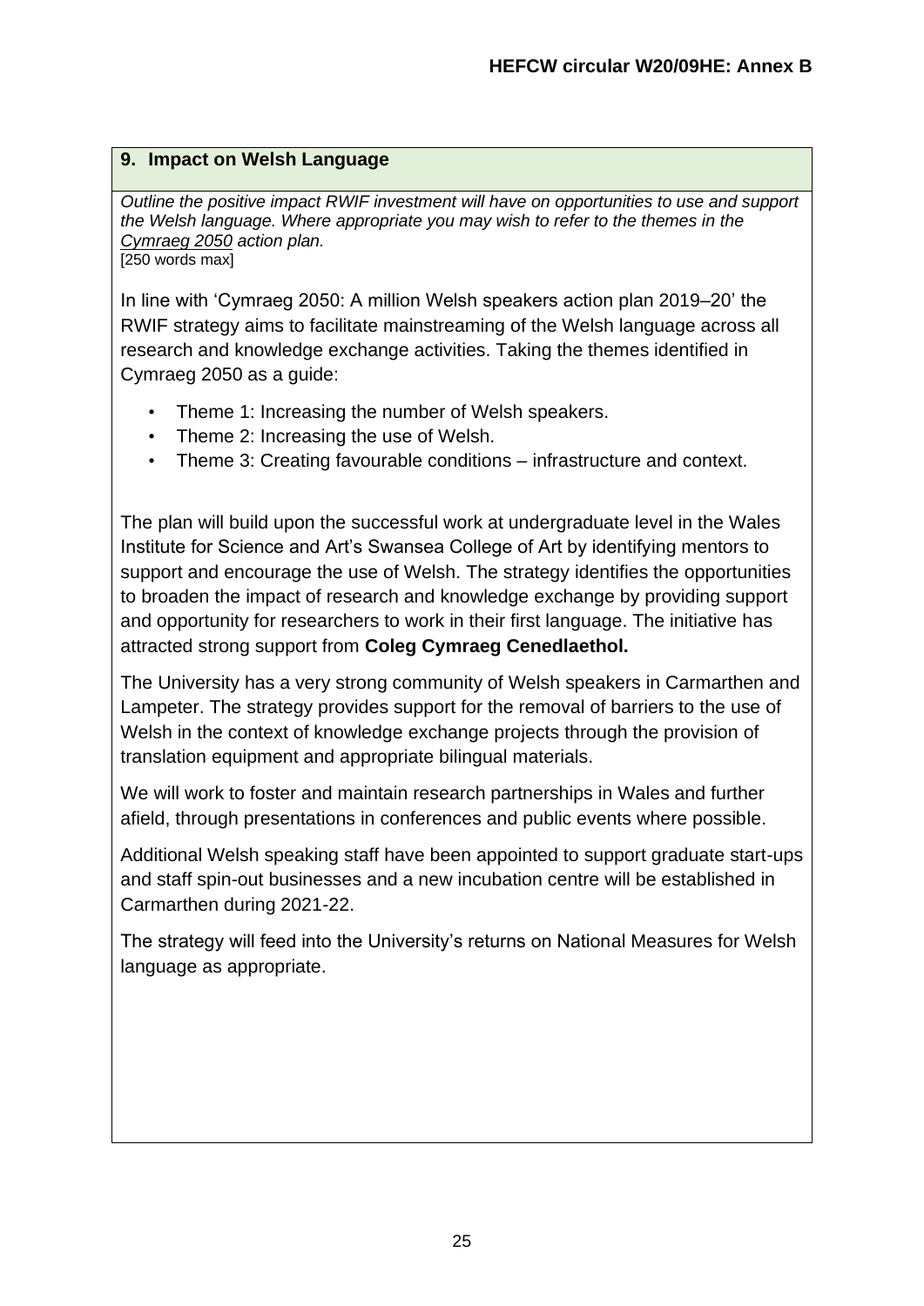## 9. Impact on Welsh Language

*Outline the positive impact RWIF investment will have on opportunities to use and support the Welsh language. Where appropriate you may wish to refer to the themes in the Cymraeg 2050 action plan.*
[250 words max]

In line with 'Cymraeg 2050: A million Welsh speakers action plan 2019–20' the RWIF strategy aims to facilitate mainstreaming of the Welsh language across all research and knowledge exchange activities. Taking the themes identified in Cymraeg 2050 as a guide:

- Theme 1: Increasing the number of Welsh speakers.
- Theme 2: Increasing the use of Welsh.
- Theme 3: Creating favourable conditions – infrastructure and context.

The plan will build upon the successful work at undergraduate level in the Wales Institute for Science and Art's Swansea College of Art by identifying mentors to support and encourage the use of Welsh. The strategy identifies the opportunities to broaden the impact of research and knowledge exchange by providing support and opportunity for researchers to work in their first language. The initiative has attracted strong support from **Coleg Cymraeg Cenedlaethol.**

The University has a very strong community of Welsh speakers in Carmarthen and Lampeter. The strategy provides support for the removal of barriers to the use of Welsh in the context of knowledge exchange projects through the provision of translation equipment and appropriate bilingual materials.

We will work to foster and maintain research partnerships in Wales and further afield, through presentations in conferences and public events where possible.

Additional Welsh speaking staff have been appointed to support graduate start-ups and staff spin-out businesses and a new incubation centre will be established in Carmarthen during 2021-22.

The strategy will feed into the University's returns on National Measures for Welsh language as appropriate.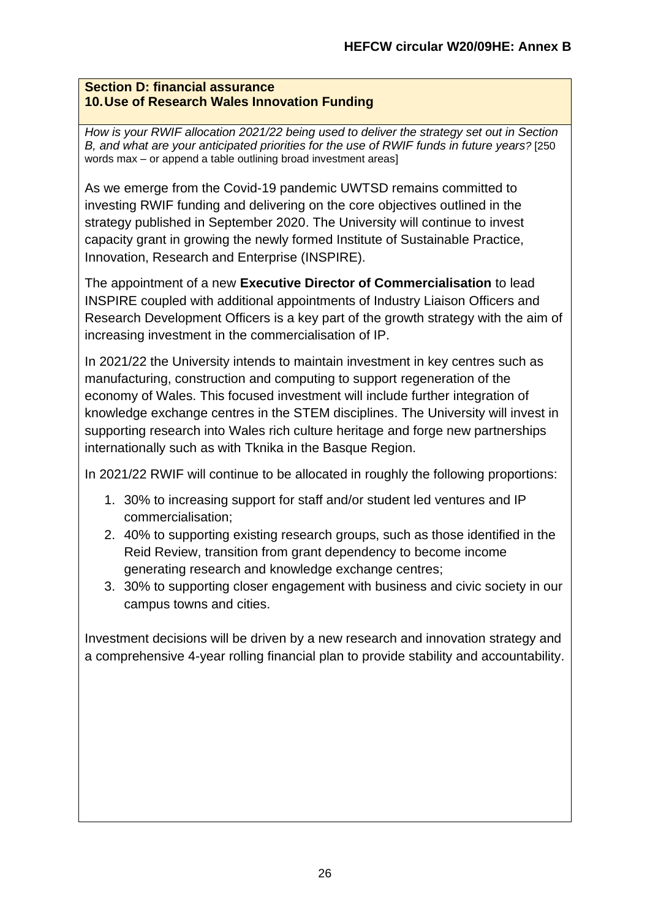**Section D: financial assurance**
**10. Use of Research Wales Innovation Funding**

*How is your RWIF allocation 2021/22 being used to deliver the strategy set out in Section B, and what are your anticipated priorities for the use of RWIF funds in future years?* [250 words max – or append a table outlining broad investment areas]

As we emerge from the Covid-19 pandemic UWTSD remains committed to investing RWIF funding and delivering on the core objectives outlined in the strategy published in September 2020. The University will continue to invest capacity grant in growing the newly formed Institute of Sustainable Practice, Innovation, Research and Enterprise (INSPIRE).

The appointment of a new **Executive Director of Commercialisation** to lead INSPIRE coupled with additional appointments of Industry Liaison Officers and Research Development Officers is a key part of the growth strategy with the aim of increasing investment in the commercialisation of IP.

In 2021/22 the University intends to maintain investment in key centres such as manufacturing, construction and computing to support regeneration of the economy of Wales. This focused investment will include further integration of knowledge exchange centres in the STEM disciplines. The University will invest in supporting research into Wales rich culture heritage and forge new partnerships internationally such as with Tknika in the Basque Region.

In 2021/22 RWIF will continue to be allocated in roughly the following proportions:

1. 30% to increasing support for staff and/or student led ventures and IP commercialisation;
2. 40% to supporting existing research groups, such as those identified in the Reid Review, transition from grant dependency to become income generating research and knowledge exchange centres;
3. 30% to supporting closer engagement with business and civic society in our campus towns and cities.

Investment decisions will be driven by a new research and innovation strategy and a comprehensive 4-year rolling financial plan to provide stability and accountability.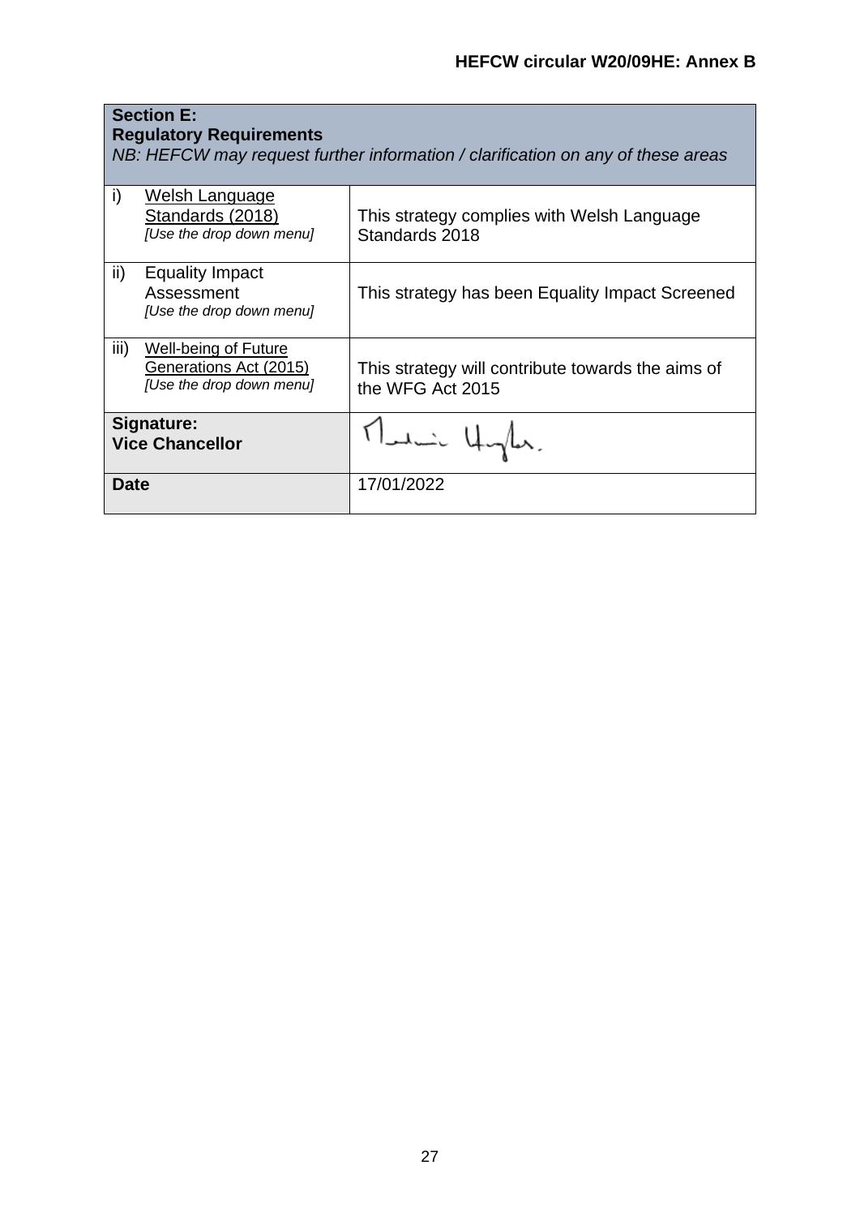HEFCW circular W20/09HE: Annex B

| **Section E:**<br>**Regulatory Requirements**<br>*NB: HEFCW may request further information / clarification on any of these areas* | |
|---|---|
| i) Welsh Language Standards (2018)<br>*[Use the drop down menu]* | This strategy complies with Welsh Language Standards 2018 |
| ii) Equality Impact Assessment<br>*[Use the drop down menu]* | This strategy has been Equality Impact Screened |
| iii) Well-being of Future Generations Act (2015)<br>*[Use the drop down menu]* | This strategy will contribute towards the aims of the WFG Act 2015 |
| **Signature:**<br>**Vice Chancellor** | [signature] |
| **Date** | 17/01/2022 |